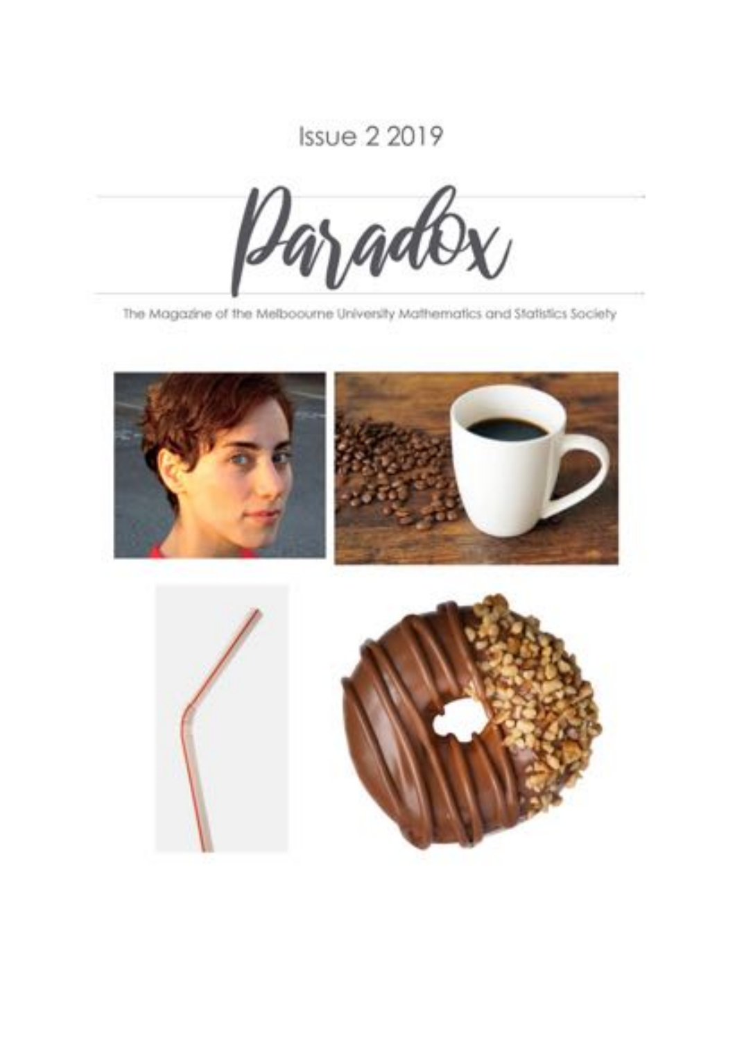Issue 2 2019

# Paradox

The Magazine of the Melbooume University Mathematics and Statistics Society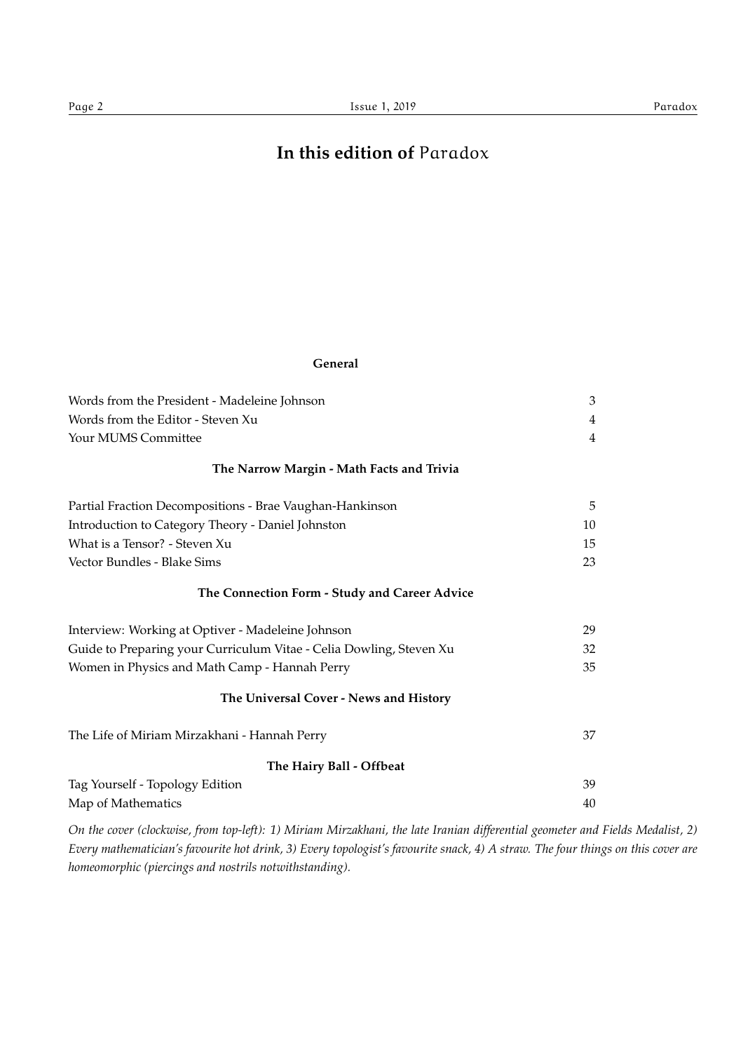# In this edition of *Paradox*

**General**

| | |
|---|---|
| Words from the President - Madeleine Johnson | 3 |
| Words from the Editor - Steven Xu | 4 |
| Your MUMS Committee | 4 |

**The Narrow Margin - Math Facts and Trivia**

| | |
|---|---|
| Partial Fraction Decompositions - Brae Vaughan-Hankinson | 5 |
| Introduction to Category Theory - Daniel Johnston | 10 |
| What is a Tensor? - Steven Xu | 15 |
| Vector Bundles - Blake Sims | 23 |

**The Connection Form - Study and Career Advice**

| | |
|---|---|
| Interview: Working at Optiver - Madeleine Johnson | 29 |
| Guide to Preparing your Curriculum Vitae - Celia Dowling, Steven Xu | 32 |
| Women in Physics and Math Camp - Hannah Perry | 35 |

**The Universal Cover - News and History**

| | |
|---|---|
| The Life of Miriam Mirzakhani - Hannah Perry | 37 |

**The Hairy Ball - Offbeat**

| | |
|---|---|
| Tag Yourself - Topology Edition | 39 |
| Map of Mathematics | 40 |

*On the cover (clockwise, from top-left): 1) Miriam Mirzakhani, the late Iranian differential geometer and Fields Medalist, 2) Every mathematician's favourite hot drink, 3) Every topologist's favourite snack, 4) A straw. The four things on this cover are homeomorphic (piercings and nostrils notwithstanding).*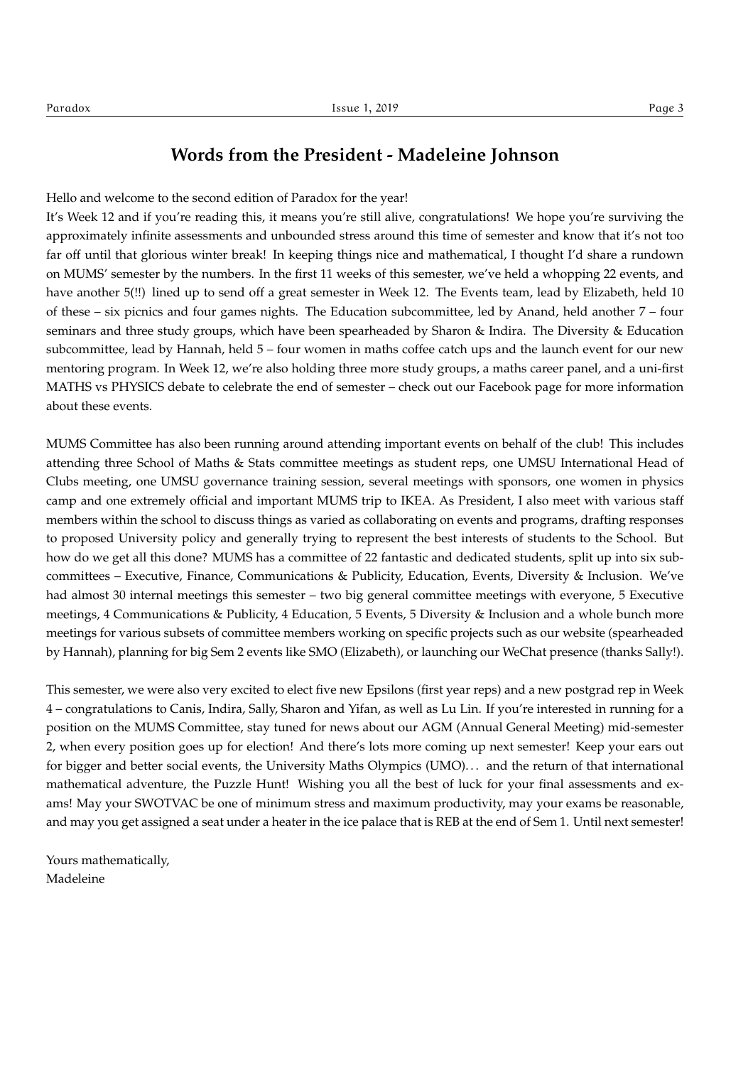## Words from the President - Madeleine Johnson

Hello and welcome to the second edition of Paradox for the year!

It's Week 12 and if you're reading this, it means you're still alive, congratulations! We hope you're surviving the approximately infinite assessments and unbounded stress around this time of semester and know that it's not too far off until that glorious winter break! In keeping things nice and mathematical, I thought I'd share a rundown on MUMS' semester by the numbers. In the first 11 weeks of this semester, we've held a whopping 22 events, and have another 5(!!) lined up to send off a great semester in Week 12. The Events team, lead by Elizabeth, held 10 of these – six picnics and four games nights. The Education subcommittee, led by Anand, held another 7 – four seminars and three study groups, which have been spearheaded by Sharon & Indira. The Diversity & Education subcommittee, lead by Hannah, held 5 – four women in maths coffee catch ups and the launch event for our new mentoring program. In Week 12, we're also holding three more study groups, a maths career panel, and a uni-first MATHS vs PHYSICS debate to celebrate the end of semester – check out our Facebook page for more information about these events.

MUMS Committee has also been running around attending important events on behalf of the club! This includes attending three School of Maths & Stats committee meetings as student reps, one UMSU International Head of Clubs meeting, one UMSU governance training session, several meetings with sponsors, one women in physics camp and one extremely official and important MUMS trip to IKEA. As President, I also meet with various staff members within the school to discuss things as varied as collaborating on events and programs, drafting responses to proposed University policy and generally trying to represent the best interests of students to the School. But how do we get all this done? MUMS has a committee of 22 fantastic and dedicated students, split up into six subcommittees – Executive, Finance, Communications & Publicity, Education, Events, Diversity & Inclusion. We've had almost 30 internal meetings this semester – two big general committee meetings with everyone, 5 Executive meetings, 4 Communications & Publicity, 4 Education, 5 Events, 5 Diversity & Inclusion and a whole bunch more meetings for various subsets of committee members working on specific projects such as our website (spearheaded by Hannah), planning for big Sem 2 events like SMO (Elizabeth), or launching our WeChat presence (thanks Sally!).

This semester, we were also very excited to elect five new Epsilons (first year reps) and a new postgrad rep in Week 4 – congratulations to Canis, Indira, Sally, Sharon and Yifan, as well as Lu Lin. If you're interested in running for a position on the MUMS Committee, stay tuned for news about our AGM (Annual General Meeting) mid-semester 2, when every position goes up for election! And there's lots more coming up next semester! Keep your ears out for bigger and better social events, the University Maths Olympics (UMO)... and the return of that international mathematical adventure, the Puzzle Hunt! Wishing you all the best of luck for your final assessments and exams! May your SWOTVAC be one of minimum stress and maximum productivity, may your exams be reasonable, and may you get assigned a seat under a heater in the ice palace that is REB at the end of Sem 1. Until next semester!

Yours mathematically,
Madeleine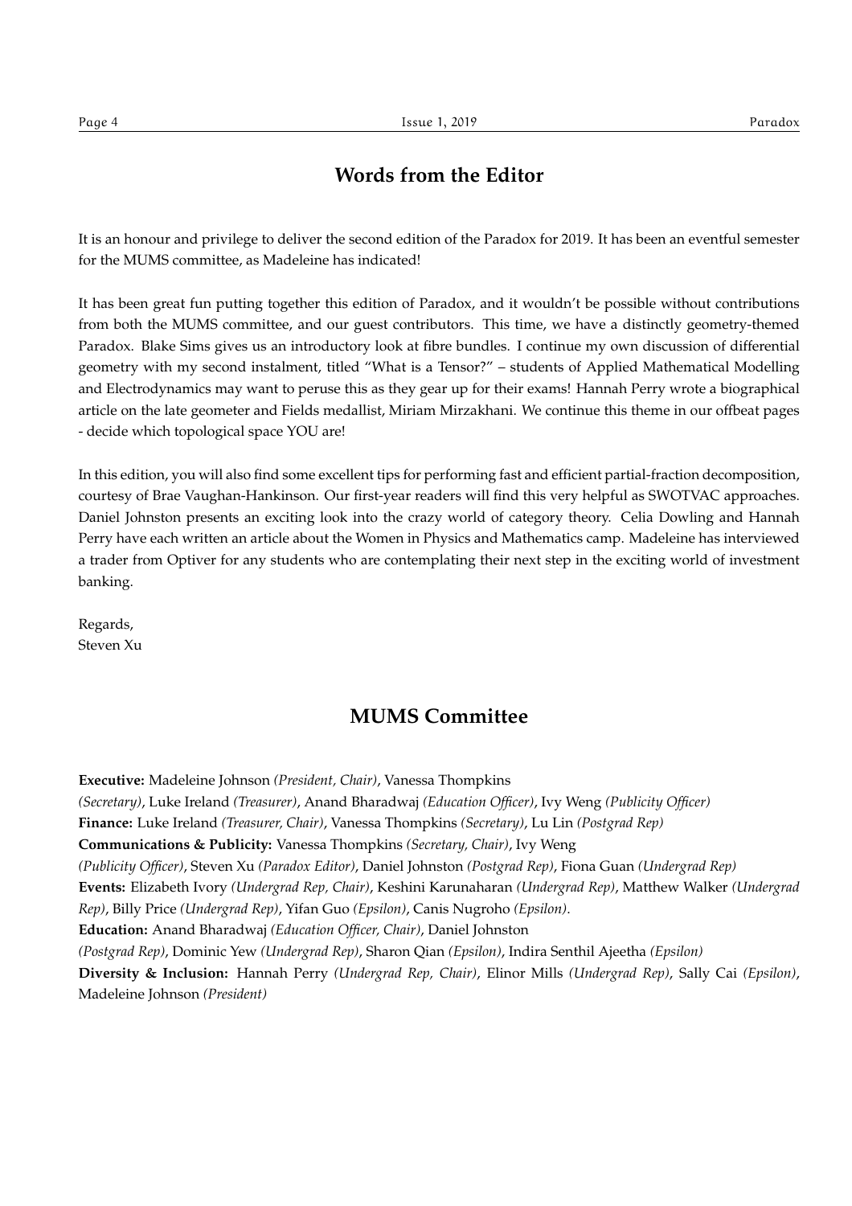## Words from the Editor

It is an honour and privilege to deliver the second edition of the Paradox for 2019. It has been an eventful semester for the MUMS committee, as Madeleine has indicated!

It has been great fun putting together this edition of Paradox, and it wouldn't be possible without contributions from both the MUMS committee, and our guest contributors. This time, we have a distinctly geometry-themed Paradox. Blake Sims gives us an introductory look at fibre bundles. I continue my own discussion of differential geometry with my second instalment, titled "What is a Tensor?" – students of Applied Mathematical Modelling and Electrodynamics may want to peruse this as they gear up for their exams! Hannah Perry wrote a biographical article on the late geometer and Fields medallist, Miriam Mirzakhani. We continue this theme in our offbeat pages - decide which topological space YOU are!

In this edition, you will also find some excellent tips for performing fast and efficient partial-fraction decomposition, courtesy of Brae Vaughan-Hankinson. Our first-year readers will find this very helpful as SWOTVAC approaches. Daniel Johnston presents an exciting look into the crazy world of category theory. Celia Dowling and Hannah Perry have each written an article about the Women in Physics and Mathematics camp. Madeleine has interviewed a trader from Optiver for any students who are contemplating their next step in the exciting world of investment banking.

Regards,
Steven Xu

## MUMS Committee

**Executive:** Madeleine Johnson *(President, Chair)*, Vanessa Thompkins *(Secretary)*, Luke Ireland *(Treasurer)*, Anand Bharadwaj *(Education Officer)*, Ivy Weng *(Publicity Officer)*
**Finance:** Luke Ireland *(Treasurer, Chair)*, Vanessa Thompkins *(Secretary)*, Lu Lin *(Postgrad Rep)*
**Communications & Publicity:** Vanessa Thompkins *(Secretary, Chair)*, Ivy Weng *(Publicity Officer)*, Steven Xu *(Paradox Editor)*, Daniel Johnston *(Postgrad Rep)*, Fiona Guan *(Undergrad Rep)*
**Events:** Elizabeth Ivory *(Undergrad Rep, Chair)*, Keshini Karunaharan *(Undergrad Rep)*, Matthew Walker *(Undergrad Rep)*, Billy Price *(Undergrad Rep)*, Yifan Guo *(Epsilon)*, Canis Nugroho *(Epsilon)*.
**Education:** Anand Bharadwaj *(Education Officer, Chair)*, Daniel Johnston *(Postgrad Rep)*, Dominic Yew *(Undergrad Rep)*, Sharon Qian *(Epsilon)*, Indira Senthil Ajeetha *(Epsilon)*
**Diversity & Inclusion:** Hannah Perry *(Undergrad Rep, Chair)*, Elinor Mills *(Undergrad Rep)*, Sally Cai *(Epsilon)*, Madeleine Johnson *(President)*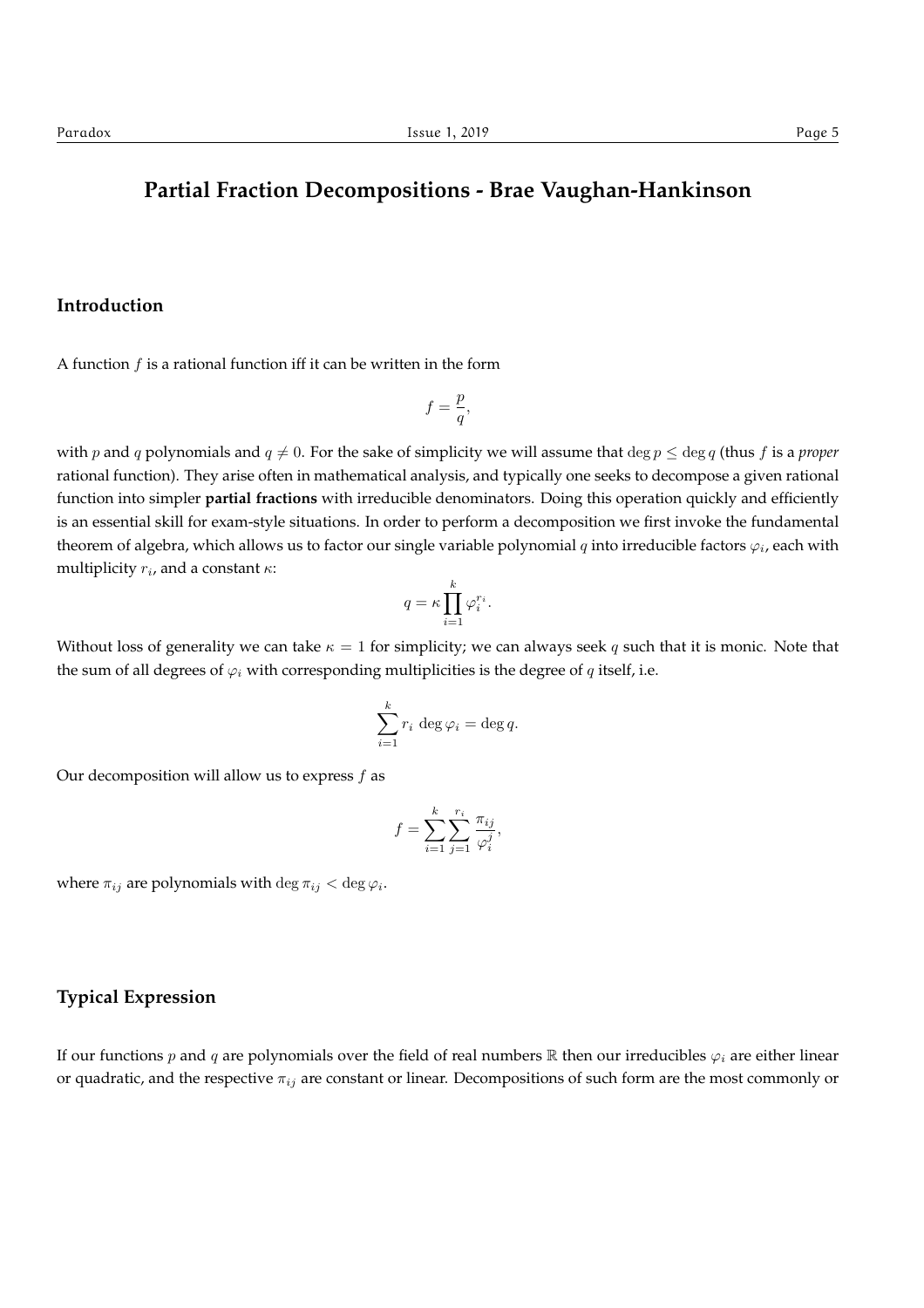# Partial Fraction Decompositions - Brae Vaughan-Hankinson

## Introduction

A function $f$ is a rational function iff it can be written in the form

$$f = \frac{p}{q},$$

with $p$ and $q$ polynomials and $q \neq 0$. For the sake of simplicity we will assume that $\deg p \leq \deg q$ (thus $f$ is a *proper* rational function). They arise often in mathematical analysis, and typically one seeks to decompose a given rational function into simpler **partial fractions** with irreducible denominators. Doing this operation quickly and efficiently is an essential skill for exam-style situations. In order to perform a decomposition we first invoke the fundamental theorem of algebra, which allows us to factor our single variable polynomial $q$ into irreducible factors $\varphi_i$, each with multiplicity $r_i$, and a constant $\kappa$:

$$q = \kappa \prod_{i=1}^{k} \varphi_i^{r_i}.$$

Without loss of generality we can take $\kappa = 1$ for simplicity; we can always seek $q$ such that it is monic. Note that the sum of all degrees of $\varphi_i$ with corresponding multiplicities is the degree of $q$ itself, i.e.

$$\sum_{i=1}^{k} r_i \, \deg \varphi_i = \deg q.$$

Our decomposition will allow us to express $f$ as

$$f = \sum_{i=1}^{k} \sum_{j=1}^{r_i} \frac{\pi_{ij}}{\varphi_i^j},$$

where $\pi_{ij}$ are polynomials with $\deg \pi_{ij} < \deg \varphi_i$.

## Typical Expression

If our functions $p$ and $q$ are polynomials over the field of real numbers $\mathbb{R}$ then our irreducibles $\varphi_i$ are either linear or quadratic, and the respective $\pi_{ij}$ are constant or linear. Decompositions of such form are the most commonly or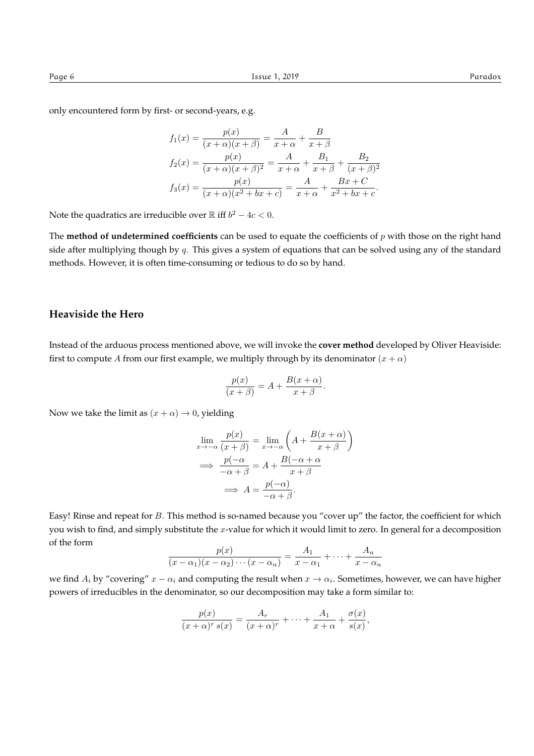only encountered form by first- or second-years, e.g.

$$
\begin{aligned}
f_1(x) &= \frac{p(x)}{(x+\alpha)(x+\beta)} = \frac{A}{x+\alpha} + \frac{B}{x+\beta} \\
f_2(x) &= \frac{p(x)}{(x+\alpha)(x+\beta)^2} = \frac{A}{x+\alpha} + \frac{B_1}{x+\beta} + \frac{B_2}{(x+\beta)^2} \\
f_3(x) &= \frac{p(x)}{(x+\alpha)(x^2+bx+c)} = \frac{A}{x+\alpha} + \frac{Bx+C}{x^2+bx+c}.
\end{aligned}
$$

Note the quadratics are irreducible over $\mathbb{R}$ iff $b^2 - 4c < 0$.

The **method of undetermined coefficients** can be used to equate the coefficients of $p$ with those on the right hand side after multiplying though by $q$. This gives a system of equations that can be solved using any of the standard methods. However, it is often time-consuming or tedious to do so by hand.

## Heaviside the Hero

Instead of the arduous process mentioned above, we will invoke the **cover method** developed by Oliver Heaviside: first to compute $A$ from our first example, we multiply through by its denominator $(x+\alpha)$

$$
\frac{p(x)}{(x+\beta)} = A + \frac{B(x+\alpha)}{x+\beta}.
$$

Now we take the limit as $(x+\alpha) \to 0$, yielding

$$
\begin{aligned}
\lim_{x\to-\alpha} \frac{p(x)}{(x+\beta)} &= \lim_{x\to-\alpha} \left( A + \frac{B(x+\alpha)}{x+\beta} \right) \\
\implies \frac{p(-\alpha}{-\alpha+\beta} &= A + \frac{B(-\alpha+\alpha}{x+\beta} \\
\implies A &= \frac{p(-\alpha)}{-\alpha+\beta}.
\end{aligned}
$$

Easy! Rinse and repeat for $B$. This method is so-named because you "cover up" the factor, the coefficient for which you wish to find, and simply substitute the $x$-value for which it would limit to zero. In general for a decomposition of the form

$$
\frac{p(x)}{(x-\alpha_1)(x-\alpha_2)\cdots(x-\alpha_n)} = \frac{A_1}{x-\alpha_1} + \cdots + \frac{A_n}{x-\alpha_n}
$$

we find $A_i$ by "covering" $x - \alpha_i$ and computing the result when $x \to \alpha_i$. Sometimes, however, we can have higher powers of irreducibles in the denominator, so our decomposition may take a form similar to:

$$
\frac{p(x)}{(x+\alpha)^r\, s(x)} = \frac{A_r}{(x+\alpha)^r} + \cdots + \frac{A_1}{x+\alpha} + \frac{\sigma(x)}{s(x)},
$$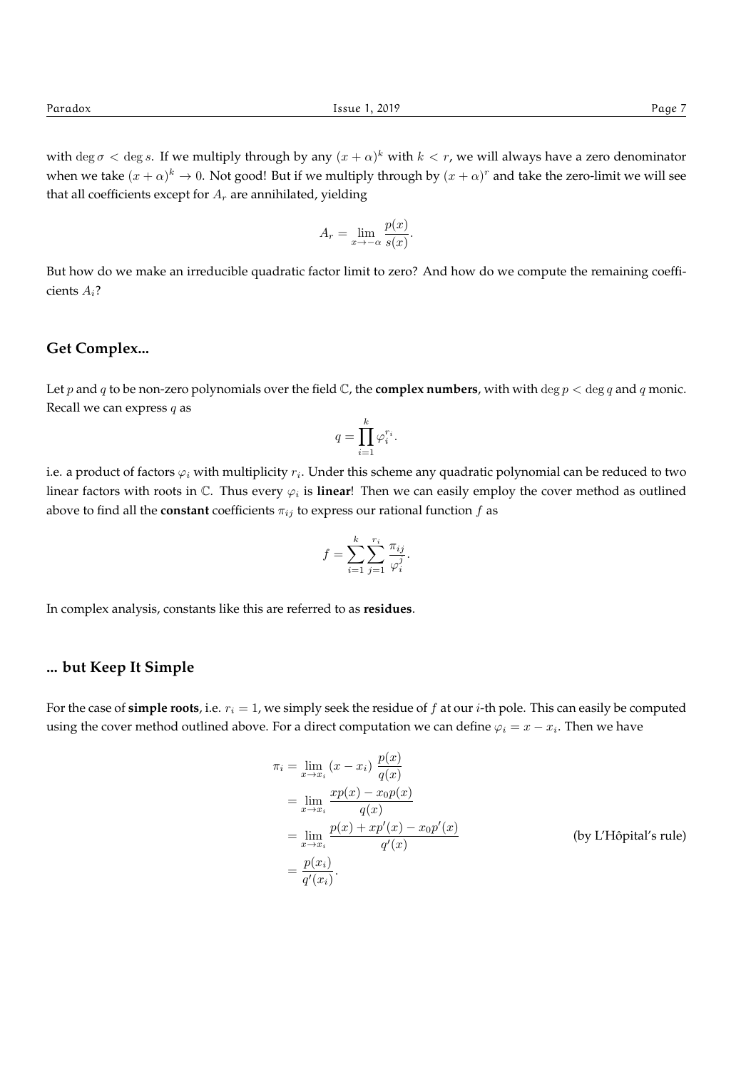with $\deg \sigma < \deg s$. If we multiply through by any $(x+\alpha)^k$ with $k < r$, we will always have a zero denominator when we take $(x+\alpha)^k \to 0$. Not good! But if we multiply through by $(x+\alpha)^r$ and take the zero-limit we will see that all coefficients except for $A_r$ are annihilated, yielding

$$A_r = \lim_{x \to -\alpha} \frac{p(x)}{s(x)}.$$

But how do we make an irreducible quadratic factor limit to zero? And how do we compute the remaining coefficients $A_i$?

## Get Complex...

Let $p$ and $q$ to be non-zero polynomials over the field $\mathbb{C}$, the **complex numbers**, with with $\deg p < \deg q$ and $q$ monic. Recall we can express $q$ as

$$q = \prod_{i=1}^{k} \varphi_i^{r_i}.$$

i.e. a product of factors $\varphi_i$ with multiplicity $r_i$. Under this scheme any quadratic polynomial can be reduced to two linear factors with roots in $\mathbb{C}$. Thus every $\varphi_i$ is **linear**! Then we can easily employ the cover method as outlined above to find all the **constant** coefficients $\pi_{ij}$ to express our rational function $f$ as

$$f = \sum_{i=1}^{k} \sum_{j=1}^{r_i} \frac{\pi_{ij}}{\varphi_i^j}.$$

In complex analysis, constants like this are referred to as **residues**.

## ... but Keep It Simple

For the case of **simple roots**, i.e. $r_i = 1$, we simply seek the residue of $f$ at our $i$-th pole. This can easily be computed using the cover method outlined above. For a direct computation we can define $\varphi_i = x - x_i$. Then we have

$$\begin{aligned}
\pi_i &= \lim_{x \to x_i} (x - x_i)\, \frac{p(x)}{q(x)} \\
&= \lim_{x \to x_i} \frac{xp(x) - x_0 p(x)}{q(x)} \\
&= \lim_{x \to x_i} \frac{p(x) + xp'(x) - x_0 p'(x)}{q'(x)} && \text{(by L'Hôpital's rule)} \\
&= \frac{p(x_i)}{q'(x_i)}.
\end{aligned}$$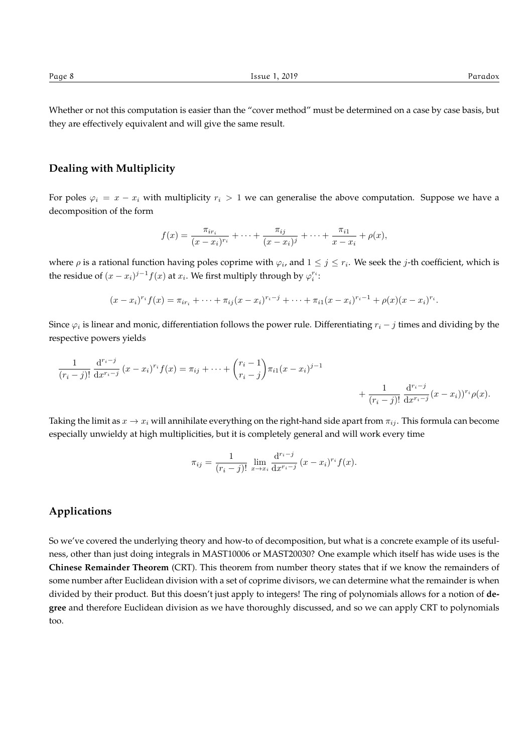Whether or not this computation is easier than the "cover method" must be determined on a case by case basis, but they are effectively equivalent and will give the same result.

## Dealing with Multiplicity

For poles $\varphi_i = x - x_i$ with multiplicity $r_i > 1$ we can generalise the above computation. Suppose we have a decomposition of the form

$$f(x) = \frac{\pi_{ir_i}}{(x - x_i)^{r_i}} + \cdots + \frac{\pi_{ij}}{(x - x_i)^j} + \cdots + \frac{\pi_{i1}}{x - x_i} + \rho(x),$$

where $\rho$ is a rational function having poles coprime with $\varphi_i$, and $1 \leq j \leq r_i$. We seek the $j$-th coefficient, which is the residue of $(x - x_i)^{j-1} f(x)$ at $x_i$. We first multiply through by $\varphi_i^{r_i}$:

$$(x - x_i)^{r_i} f(x) = \pi_{ir_i} + \cdots + \pi_{ij}(x - x_i)^{r_i - j} + \cdots + \pi_{i1}(x - x_i)^{r_i - 1} + \rho(x)(x - x_i)^{r_i}.$$

Since $\varphi_i$ is linear and monic, differentiation follows the power rule. Differentiating $r_i - j$ times and dividing by the respective powers yields

$$\frac{1}{(r_i - j)!} \frac{\mathrm{d}^{r_i - j}}{\mathrm{d}x^{r_i - j}} (x - x_i)^{r_i} f(x) = \pi_{ij} + \cdots + \binom{r_i - 1}{r_i - j} \pi_{i1} (x - x_i)^{j-1} + \frac{1}{(r_i - j)!} \frac{\mathrm{d}^{r_i - j}}{\mathrm{d}x^{r_i - j}} (x - x_i))^{r_i} \rho(x).$$

Taking the limit as $x \to x_i$ will annihilate everything on the right-hand side apart from $\pi_{ij}$. This formula can become especially unwieldy at high multiplicities, but it is completely general and will work every time

$$\pi_{ij} = \frac{1}{(r_i - j)!} \lim_{x \to x_i} \frac{\mathrm{d}^{r_i - j}}{\mathrm{d}x^{r_i - j}} (x - x_i)^{r_i} f(x).$$

## Applications

So we've covered the underlying theory and how-to of decomposition, but what is a concrete example of its usefulness, other than just doing integrals in MAST10006 or MAST20030? One example which itself has wide uses is the **Chinese Remainder Theorem** (CRT). This theorem from number theory states that if we know the remainders of some number after Euclidean division with a set of coprime divisors, we can determine what the remainder is when divided by their product. But this doesn't just apply to integers! The ring of polynomials allows for a notion of **degree** and therefore Euclidean division as we have thoroughly discussed, and so we can apply CRT to polynomials too.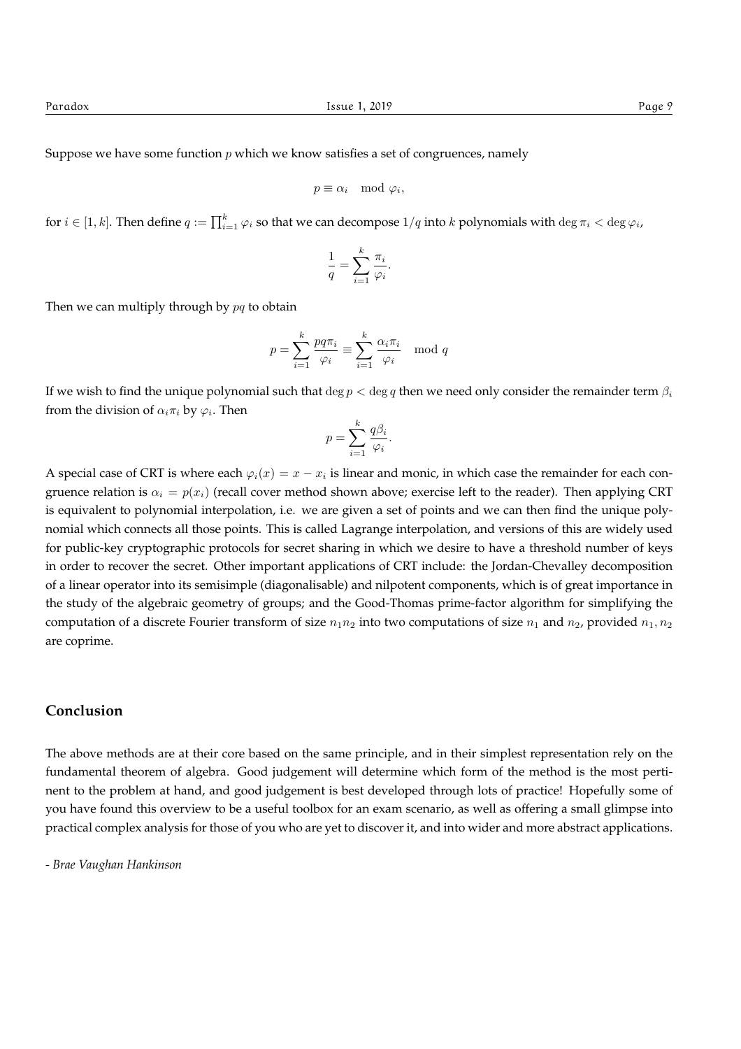Suppose we have some function $p$ which we know satisfies a set of congruences, namely

$$p \equiv \alpha_i \mod \varphi_i,$$

for $i \in [1, k]$. Then define $q := \prod_{i=1}^{k} \varphi_i$ so that we can decompose $1/q$ into $k$ polynomials with $\deg \pi_i < \deg \varphi_i$,

$$\frac{1}{q} = \sum_{i=1}^{k} \frac{\pi_i}{\varphi_i}.$$

Then we can multiply through by $pq$ to obtain

$$p = \sum_{i=1}^{k} \frac{pq\pi_i}{\varphi_i} \equiv \sum_{i=1}^{k} \frac{\alpha_i \pi_i}{\varphi_i} \mod q$$

If we wish to find the unique polynomial such that $\deg p < \deg q$ then we need only consider the remainder term $\beta_i$ from the division of $\alpha_i \pi_i$ by $\varphi_i$. Then

$$p = \sum_{i=1}^{k} \frac{q\beta_i}{\varphi_i}.$$

A special case of CRT is where each $\varphi_i(x) = x - x_i$ is linear and monic, in which case the remainder for each congruence relation is $\alpha_i = p(x_i)$ (recall cover method shown above; exercise left to the reader). Then applying CRT is equivalent to polynomial interpolation, i.e. we are given a set of points and we can then find the unique polynomial which connects all those points. This is called Lagrange interpolation, and versions of this are widely used for public-key cryptographic protocols for secret sharing in which we desire to have a threshold number of keys in order to recover the secret. Other important applications of CRT include: the Jordan-Chevalley decomposition of a linear operator into its semisimple (diagonalisable) and nilpotent components, which is of great importance in the study of the algebraic geometry of groups; and the Good-Thomas prime-factor algorithm for simplifying the computation of a discrete Fourier transform of size $n_1 n_2$ into two computations of size $n_1$ and $n_2$, provided $n_1, n_2$ are coprime.

## Conclusion

The above methods are at their core based on the same principle, and in their simplest representation rely on the fundamental theorem of algebra. Good judgement will determine which form of the method is the most pertinent to the problem at hand, and good judgement is best developed through lots of practice! Hopefully some of you have found this overview to be a useful toolbox for an exam scenario, as well as offering a small glimpse into practical complex analysis for those of you who are yet to discover it, and into wider and more abstract applications.

*- Brae Vaughan Hankinson*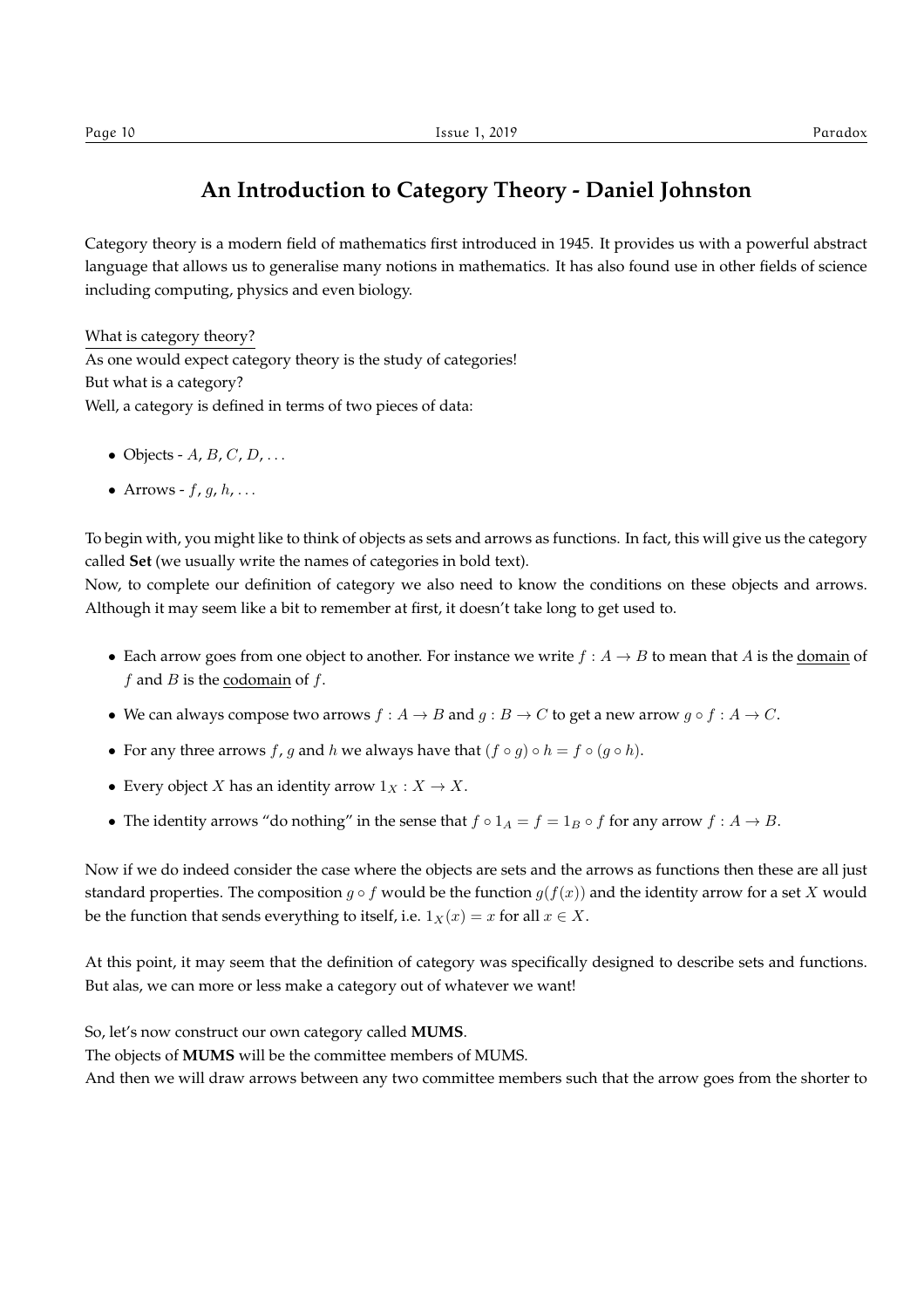# An Introduction to Category Theory - Daniel Johnston

Category theory is a modern field of mathematics first introduced in 1945. It provides us with a powerful abstract language that allows us to generalise many notions in mathematics. It has also found use in other fields of science including computing, physics and even biology.

What is category theory?
As one would expect category theory is the study of categories!
But what is a category?
Well, a category is defined in terms of two pieces of data:

- Objects - $A$, $B$, $C$, $D$, $\ldots$
- Arrows - $f$, $g$, $h$, $\ldots$

To begin with, you might like to think of objects as sets and arrows as functions. In fact, this will give us the category called **Set** (we usually write the names of categories in bold text).
Now, to complete our definition of category we also need to know the conditions on these objects and arrows. Although it may seem like a bit to remember at first, it doesn't take long to get used to.

- Each arrow goes from one object to another. For instance we write $f : A \to B$ to mean that $A$ is the domain of $f$ and $B$ is the codomain of $f$.
- We can always compose two arrows $f : A \to B$ and $g : B \to C$ to get a new arrow $g \circ f : A \to C$.
- For any three arrows $f$, $g$ and $h$ we always have that $(f \circ g) \circ h = f \circ (g \circ h)$.
- Every object $X$ has an identity arrow $1_X : X \to X$.
- The identity arrows "do nothing" in the sense that $f \circ 1_A = f = 1_B \circ f$ for any arrow $f : A \to B$.

Now if we do indeed consider the case where the objects are sets and the arrows as functions then these are all just standard properties. The composition $g \circ f$ would be the function $g(f(x))$ and the identity arrow for a set $X$ would be the function that sends everything to itself, i.e. $1_X(x) = x$ for all $x \in X$.

At this point, it may seem that the definition of category was specifically designed to describe sets and functions. But alas, we can more or less make a category out of whatever we want!

So, let's now construct our own category called **MUMS**.
The objects of **MUMS** will be the committee members of MUMS.
And then we will draw arrows between any two committee members such that the arrow goes from the shorter to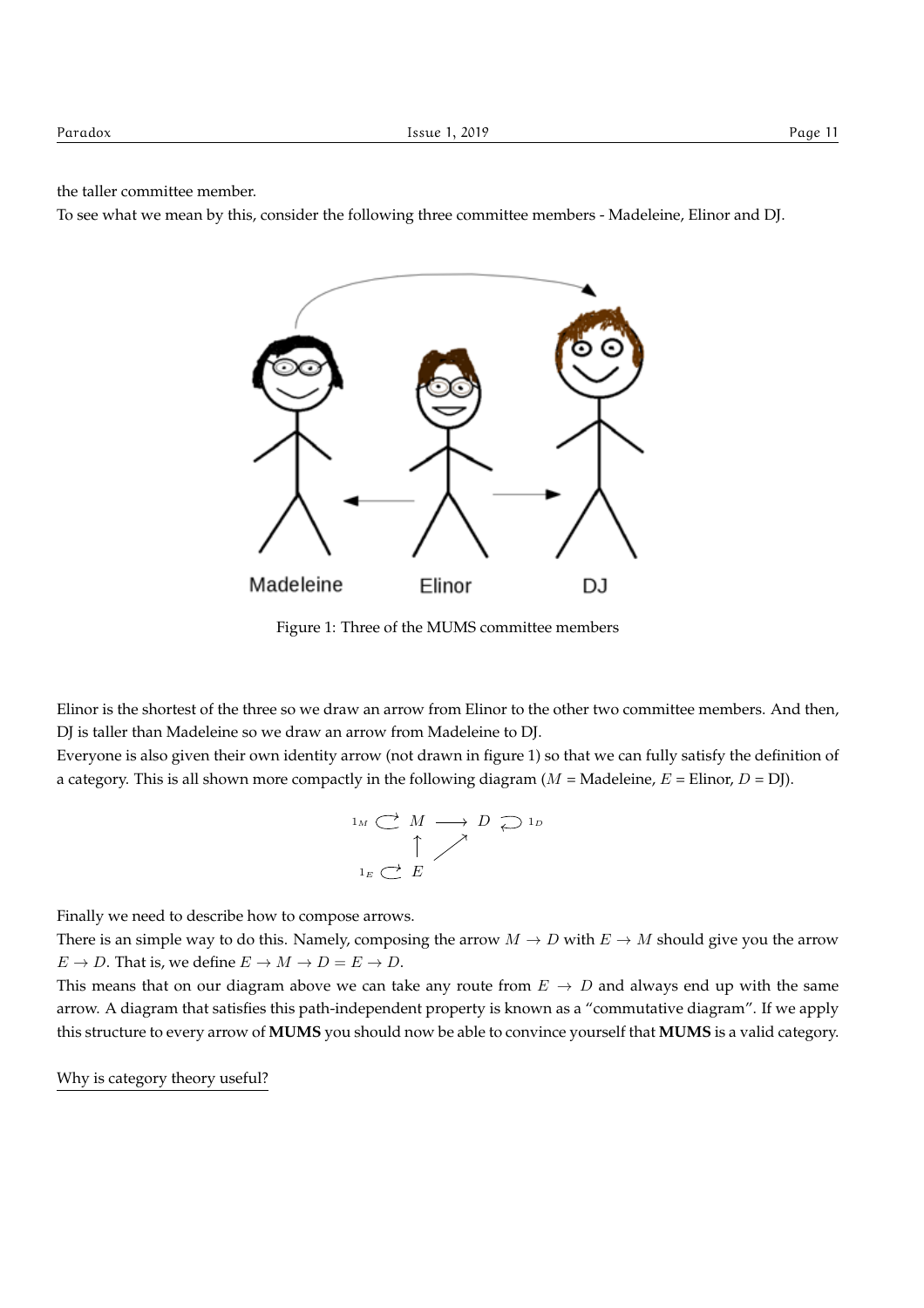the taller committee member.

To see what we mean by this, consider the following three committee members - Madeleine, Elinor and DJ.

Madeleine Elinor DJ

Figure 1: Three of the MUMS committee members

Elinor is the shortest of the three so we draw an arrow from Elinor to the other two committee members. And then, DJ is taller than Madeleine so we draw an arrow from Madeleine to DJ.

Everyone is also given their own identity arrow (not drawn in figure 1) so that we can fully satisfy the definition of a category. This is all shown more compactly in the following diagram ($M$ = Madeleine, $E$ = Elinor, $D$ = DJ).

$$
\begin{array}{ccccc}
1_M \circlearrowleft & M & \longrightarrow & D & \circlearrowright 1_D \\
& \uparrow & \nearrow & & \\
1_E \circlearrowleft & E & & &
\end{array}
$$

Finally we need to describe how to compose arrows.

There is an simple way to do this. Namely, composing the arrow $M \to D$ with $E \to M$ should give you the arrow $E \to D$. That is, we define $E \to M \to D = E \to D$.

This means that on our diagram above we can take any route from $E \to D$ and always end up with the same arrow. A diagram that satisfies this path-independent property is known as a "commutative diagram". If we apply this structure to every arrow of **MUMS** you should now be able to convince yourself that **MUMS** is a valid category.

Why is category theory useful?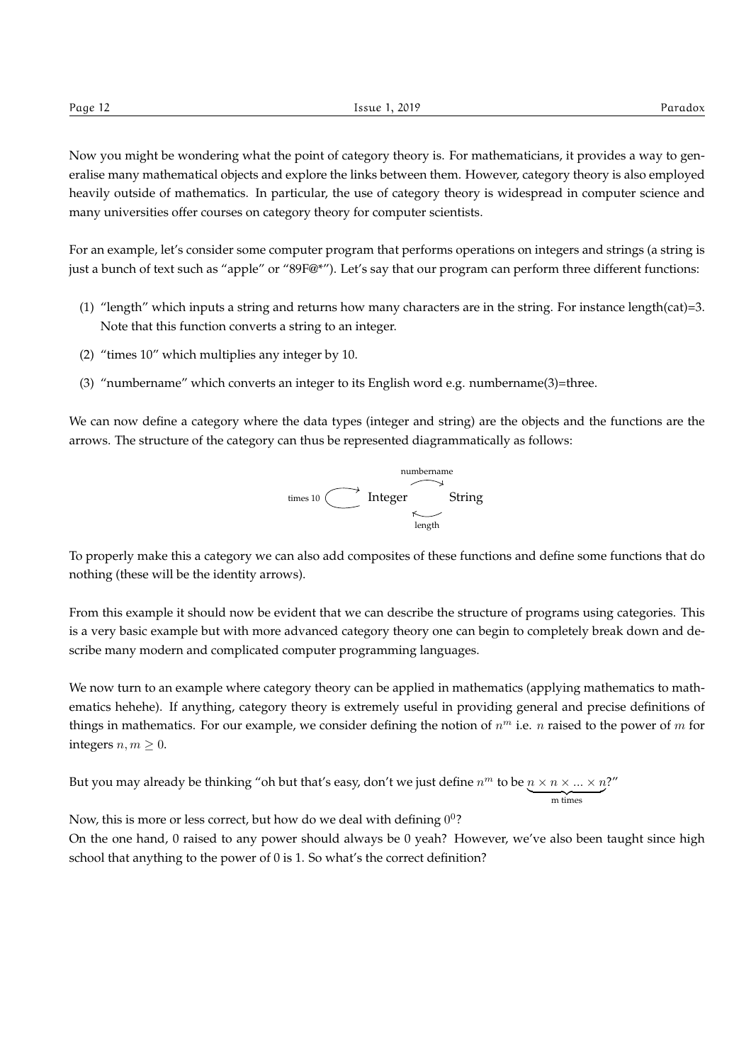Now you might be wondering what the point of category theory is. For mathematicians, it provides a way to generalise many mathematical objects and explore the links between them. However, category theory is also employed heavily outside of mathematics. In particular, the use of category theory is widespread in computer science and many universities offer courses on category theory for computer scientists.

For an example, let's consider some computer program that performs operations on integers and strings (a string is just a bunch of text such as "apple" or "89F@*"). Let's say that our program can perform three different functions:

(1) "length" which inputs a string and returns how many characters are in the string. For instance length(cat)=3. Note that this function converts a string to an integer.

(2) "times 10" which multiplies any integer by 10.

(3) "numbername" which converts an integer to its English word e.g. numbername(3)=three.

We can now define a category where the data types (integer and string) are the objects and the functions are the arrows. The structure of the category can thus be represented diagrammatically as follows:

$$\text{times 10} \circlearrowright \text{Integer} \underset{\text{length}}{\overset{\text{numbername}}{\rightleftarrows}} \text{String}$$

To properly make this a category we can also add composites of these functions and define some functions that do nothing (these will be the identity arrows).

From this example it should now be evident that we can describe the structure of programs using categories. This is a very basic example but with more advanced category theory one can begin to completely break down and describe many modern and complicated computer programming languages.

We now turn to an example where category theory can be applied in mathematics (applying mathematics to mathematics hehehe). If anything, category theory is extremely useful in providing general and precise definitions of things in mathematics. For our example, we consider defining the notion of $n^m$ i.e. $n$ raised to the power of $m$ for integers $n, m \geq 0$.

But you may already be thinking "oh but that's easy, don't we just define $n^m$ to be $\underbrace{n \times n \times ... \times n}_{\text{m times}}$?"

Now, this is more or less correct, but how do we deal with defining $0^0$?
On the one hand, 0 raised to any power should always be 0 yeah? However, we've also been taught since high school that anything to the power of 0 is 1. So what's the correct definition?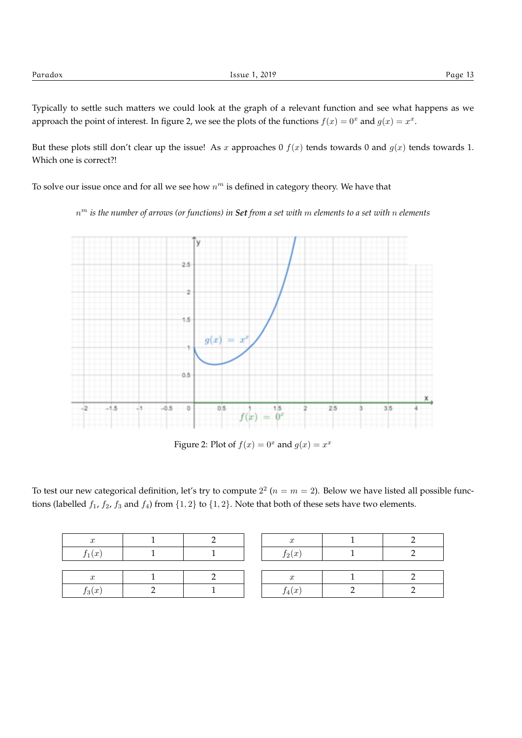Typically to settle such matters we could look at the graph of a relevant function and see what happens as we approach the point of interest. In figure 2, we see the plots of the functions $f(x) = 0^x$ and $g(x) = x^x$.

But these plots still don't clear up the issue! As $x$ approaches 0 $f(x)$ tends towards 0 and $g(x)$ tends towards 1. Which one is correct?!

To solve our issue once and for all we see how $n^m$ is defined in category theory. We have that

> *$n^m$ is the number of arrows (or functions) in **Set** from a set with $m$ elements to a set with $n$ elements*

Figure 2: Plot of $f(x) = 0^x$ and $g(x) = x^x$

To test our new categorical definition, let's try to compute $2^2$ ($n = m = 2$). Below we have listed all possible functions (labelled $f_1$, $f_2$, $f_3$ and $f_4$) from $\{1, 2\}$ to $\{1, 2\}$. Note that both of these sets have two elements.

| $x$ | 1 | 2 |
|---|---|---|
| $f_1(x)$ | 1 | 1 |

| $x$ | 1 | 2 |
|---|---|---|
| $f_2(x)$ | 1 | 2 |

| $x$ | 1 | 2 |
|---|---|---|
| $f_3(x)$ | 2 | 1 |

| $x$ | 1 | 2 |
|---|---|---|
| $f_4(x)$ | 2 | 2 |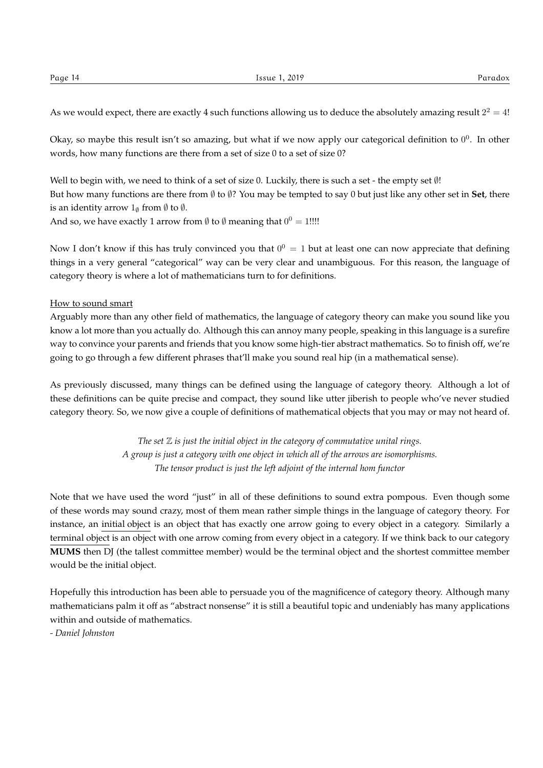As we would expect, there are exactly 4 such functions allowing us to deduce the absolutely amazing result $2^2 = 4$!

Okay, so maybe this result isn't so amazing, but what if we now apply our categorical definition to $0^0$. In other words, how many functions are there from a set of size 0 to a set of size 0?

Well to begin with, we need to think of a set of size 0. Luckily, there is such a set - the empty set $\emptyset$!
But how many functions are there from $\emptyset$ to $\emptyset$? You may be tempted to say 0 but just like any other set in **Set**, there is an identity arrow $1_\emptyset$ from $\emptyset$ to $\emptyset$.
And so, we have exactly 1 arrow from $\emptyset$ to $\emptyset$ meaning that $0^0 = 1$!!!!

Now I don't know if this has truly convinced you that $0^0 = 1$ but at least one can now appreciate that defining things in a very general "categorical" way can be very clear and unambiguous. For this reason, the language of category theory is where a lot of mathematicians turn to for definitions.

How to sound smart

Arguably more than any other field of mathematics, the language of category theory can make you sound like you know a lot more than you actually do. Although this can annoy many people, speaking in this language is a surefire way to convince your parents and friends that you know some high-tier abstract mathematics. So to finish off, we're going to go through a few different phrases that'll make you sound real hip (in a mathematical sense).

As previously discussed, many things can be defined using the language of category theory. Although a lot of these definitions can be quite precise and compact, they sound like utter jiberish to people who've never studied category theory. So, we now give a couple of definitions of mathematical objects that you may or may not heard of.

*The set $\mathbb{Z}$ is just the initial object in the category of commutative unital rings.*
*A group is just a category with one object in which all of the arrows are isomorphisms.*
*The tensor product is just the left adjoint of the internal hom functor*

Note that we have used the word "just" in all of these definitions to sound extra pompous. Even though some of these words may sound crazy, most of them mean rather simple things in the language of category theory. For instance, an initial object is an object that has exactly one arrow going to every object in a category. Similarly a terminal object is an object with one arrow coming from every object in a category. If we think back to our category **MUMS** then DJ (the tallest committee member) would be the terminal object and the shortest committee member would be the initial object.

Hopefully this introduction has been able to persuade you of the magnificence of category theory. Although many mathematicians palm it off as "abstract nonsense" it is still a beautiful topic and undeniably has many applications within and outside of mathematics.

*- Daniel Johnston*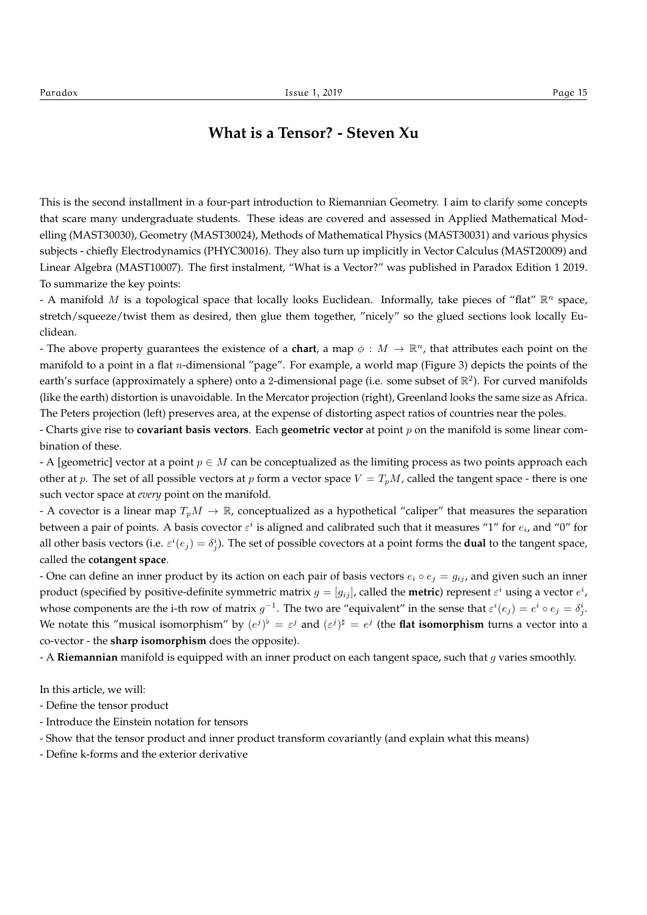# What is a Tensor? - Steven Xu

This is the second installment in a four-part introduction to Riemannian Geometry. I aim to clarify some concepts that scare many undergraduate students. These ideas are covered and assessed in Applied Mathematical Modelling (MAST30030), Geometry (MAST30024), Methods of Mathematical Physics (MAST30031) and various physics subjects - chiefly Electrodynamics (PHYC30016). They also turn up implicitly in Vector Calculus (MAST20009) and Linear Algebra (MAST10007). The first instalment, "What is a Vector?" was published in Paradox Edition 1 2019. To summarize the key points:

- A manifold $M$ is a topological space that locally looks Euclidean. Informally, take pieces of "flat" $\mathbb{R}^n$ space, stretch/squeeze/twist them as desired, then glue them together, "nicely" so the glued sections look locally Euclidean.
- The above property guarantees the existence of a **chart**, a map $\phi : M \to \mathbb{R}^n$, that attributes each point on the manifold to a point in a flat $n$-dimensional "page". For example, a world map (Figure 3) depicts the points of the earth's surface (approximately a sphere) onto a 2-dimensional page (i.e. some subset of $\mathbb{R}^2$). For curved manifolds (like the earth) distortion is unavoidable. In the Mercator projection (right), Greenland looks the same size as Africa. The Peters projection (left) preserves area, at the expense of distorting aspect ratios of countries near the poles.
- Charts give rise to **covariant basis vectors**. Each **geometric vector** at point $p$ on the manifold is some linear combination of these.
- A [geometric] vector at a point $p \in M$ can be conceptualized as the limiting process as two points approach each other at $p$. The set of all possible vectors at $p$ form a vector space $V = T_pM$, called the tangent space - there is one such vector space at *every* point on the manifold.
- A covector is a linear map $T_pM \to \mathbb{R}$, conceptualized as a hypothetical "caliper" that measures the separation between a pair of points. A basis covector $\varepsilon^i$ is aligned and calibrated such that it measures "1" for $e_i$, and "0" for all other basis vectors (i.e. $\varepsilon^i(e_j) = \delta^i_j$). The set of possible covectors at a point forms the **dual** to the tangent space, called the **cotangent space**.
- One can define an inner product by its action on each pair of basis vectors $e_i \circ e_j = g_{ij}$, and given such an inner product (specified by positive-definite symmetric matrix $g = [g_{ij}]$, called the **metric**) represent $\varepsilon^i$ using a vector $e^i$, whose components are the i-th row of matrix $g^{-1}$. The two are "equivalent" in the sense that $\varepsilon^i(e_j) = e^i \circ e_j = \delta^i_j$. We notate this "musical isomorphism" by $(e^j)^\flat = \varepsilon^j$ and $(\varepsilon^j)^\sharp = e^j$ (the **flat isomorphism** turns a vector into a co-vector - the **sharp isomorphism** does the opposite).
- A **Riemannian** manifold is equipped with an inner product on each tangent space, such that $g$ varies smoothly.

In this article, we will:

- Define the tensor product
- Introduce the Einstein notation for tensors
- Show that the tensor product and inner product transform covariantly (and explain what this means)
- Define k-forms and the exterior derivative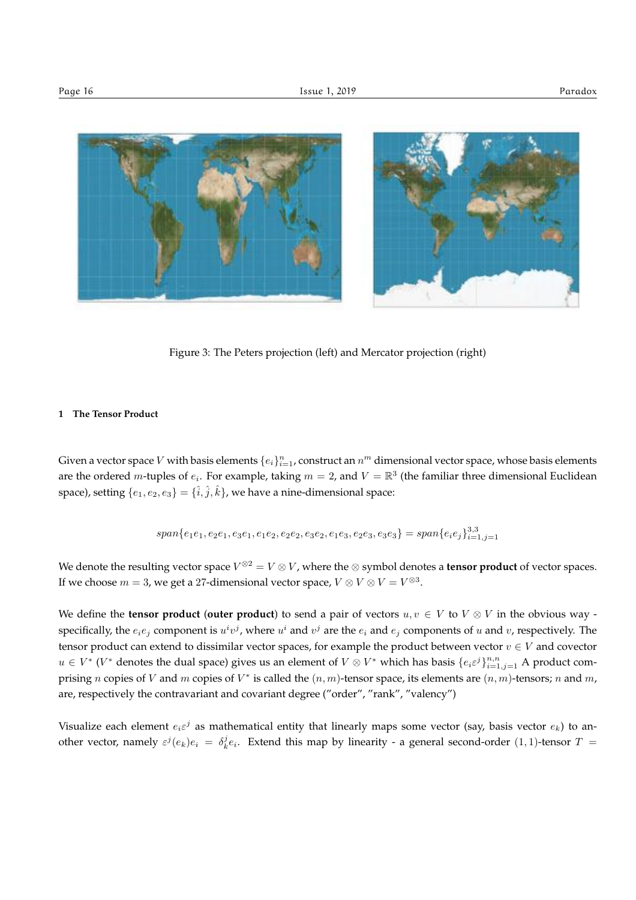Figure 3: The Peters projection (left) and Mercator projection (right)

### 1 The Tensor Product

Given a vector space $V$ with basis elements $\{e_i\}_{i=1}^n$, construct an $n^m$ dimensional vector space, whose basis elements are the ordered $m$-tuples of $e_i$. For example, taking $m = 2$, and $V = \mathbb{R}^3$ (the familiar three dimensional Euclidean space), setting $\{e_1, e_2, e_3\} = \{\hat{i}, \hat{j}, \hat{k}\}$, we have a nine-dimensional space:

$$span\{e_1e_1, e_2e_1, e_3e_1, e_1e_2, e_2e_2, e_3e_2, e_1e_3, e_2e_3, e_3e_3\} = span\{e_ie_j\}_{i=1,j=1}^{3,3}$$

We denote the resulting vector space $V^{\otimes 2} = V \otimes V$, where the $\otimes$ symbol denotes a **tensor product** of vector spaces. If we choose $m = 3$, we get a 27-dimensional vector space, $V \otimes V \otimes V = V^{\otimes 3}$.

We define the **tensor product** (**outer product**) to send a pair of vectors $u, v \in V$ to $V \otimes V$ in the obvious way - specifically, the $e_ie_j$ component is $u^iv^j$, where $u^i$ and $v^j$ are the $e_i$ and $e_j$ components of $u$ and $v$, respectively. The tensor product can extend to dissimilar vector spaces, for example the product between vector $v \in V$ and covector $u \in V^*$ ($V^*$ denotes the dual space) gives us an element of $V \otimes V^*$ which has basis $\{e_i\varepsilon^j\}_{i=1,j=1}^{n,n}$ A product comprising $n$ copies of $V$ and $m$ copies of $V^*$ is called the $(n, m)$-tensor space, its elements are $(n, m)$-tensors; $n$ and $m$, are, respectively the contravariant and covariant degree ("order", "rank", "valency")

Visualize each element $e_i\varepsilon^j$ as mathematical entity that linearly maps some vector (say, basis vector $e_k$) to another vector, namely $\varepsilon^j(e_k)e_i = \delta^j_k e_i$. Extend this map by linearity - a general second-order $(1, 1)$-tensor $T =$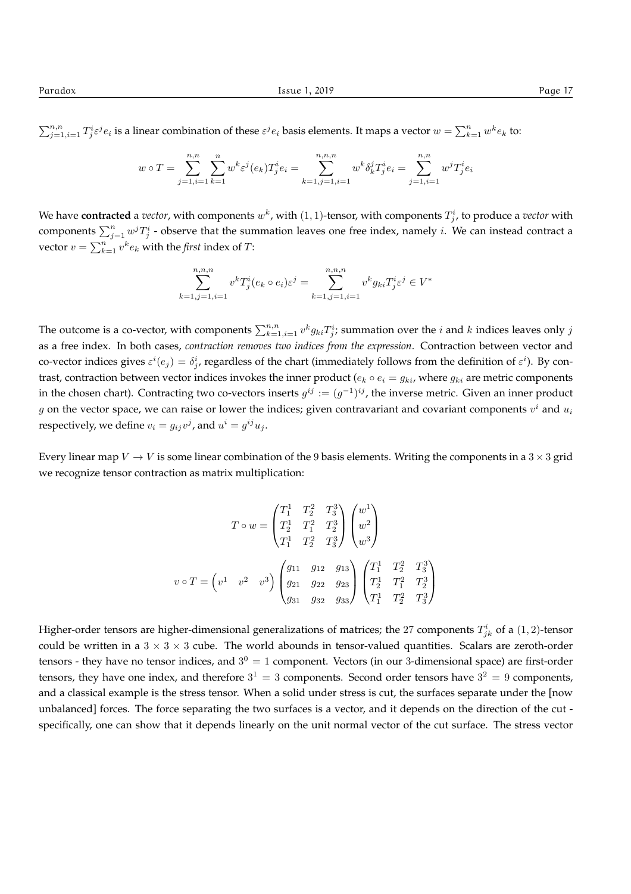$\sum_{j=1,i=1}^{n,n} T^i_j \varepsilon^j e_i$ is a linear combination of these $\varepsilon^j e_i$ basis elements. It maps a vector $w = \sum_{k=1}^{n} w^k e_k$ to:

$$w \circ T = \sum_{j=1,i=1}^{n,n} \sum_{k=1}^{n} w^k \varepsilon^j(e_k) T^i_j e_i = \sum_{k=1,j=1,i=1}^{n,n,n} w^k \delta^j_k T^i_j e_i = \sum_{j=1,i=1}^{n,n} w^j T^i_j e_i$$

We have **contracted** a *vector*, with components $w^k$, with $(1,1)$-tensor, with components $T^i_j$, to produce a *vector* with components $\sum_{j=1}^{n} w^j T^i_j$ - observe that the summation leaves one free index, namely $i$. We can instead contract a vector $v = \sum_{k=1}^{n} v^k e_k$ with the *first* index of $T$:

$$\sum_{k=1,j=1,i=1}^{n,n,n} v^k T^i_j (e_k \circ e_i) \varepsilon^j = \sum_{k=1,j=1,i=1}^{n,n,n} v^k g_{ki} T^i_j \varepsilon^j \in V^*$$

The outcome is a co-vector, with components $\sum_{k=1,i=1}^{n,n} v^k g_{ki} T^i_j$; summation over the $i$ and $k$ indices leaves only $j$ as a free index. In both cases, *contraction removes two indices from the expression*. Contraction between vector and co-vector indices gives $\varepsilon^i(e_j) = \delta^i_j$, regardless of the chart (immediately follows from the definition of $\varepsilon^i$). By contrast, contraction between vector indices invokes the inner product ($e_k \circ e_i = g_{ki}$, where $g_{ki}$ are metric components in the chosen chart). Contracting two co-vectors inserts $g^{ij} := (g^{-1})^{ij}$, the inverse metric. Given an inner product $g$ on the vector space, we can raise or lower the indices; given contravariant and covariant components $v^i$ and $u_i$ respectively, we define $v_i = g_{ij} v^j$, and $u^i = g^{ij} u_j$.

Every linear map $V \to V$ is some linear combination of the 9 basis elements. Writing the components in a $3 \times 3$ grid we recognize tensor contraction as matrix multiplication:

$$T \circ w = \begin{pmatrix} T^1_1 & T^2_2 & T^3_3 \\ T^1_2 & T^2_1 & T^3_2 \\ T^1_1 & T^2_2 & T^3_3 \end{pmatrix} \begin{pmatrix} w^1 \\ w^2 \\ w^3 \end{pmatrix}$$

$$v \circ T = \begin{pmatrix} v^1 & v^2 & v^3 \end{pmatrix} \begin{pmatrix} g_{11} & g_{12} & g_{13} \\ g_{21} & g_{22} & g_{23} \\ g_{31} & g_{32} & g_{33} \end{pmatrix} \begin{pmatrix} T^1_1 & T^2_2 & T^3_3 \\ T^1_2 & T^2_1 & T^3_2 \\ T^1_1 & T^2_2 & T^3_3 \end{pmatrix}$$

Higher-order tensors are higher-dimensional generalizations of matrices; the 27 components $T^i_{jk}$ of a $(1,2)$-tensor could be written in a $3 \times 3 \times 3$ cube. The world abounds in tensor-valued quantities. Scalars are zeroth-order tensors - they have no tensor indices, and $3^0 = 1$ component. Vectors (in our 3-dimensional space) are first-order tensors, they have one index, and therefore $3^1 = 3$ components. Second order tensors have $3^2 = 9$ components, and a classical example is the stress tensor. When a solid under stress is cut, the surfaces separate under the [now unbalanced] forces. The force separating the two surfaces is a vector, and it depends on the direction of the cut - specifically, one can show that it depends linearly on the unit normal vector of the cut surface. The stress vector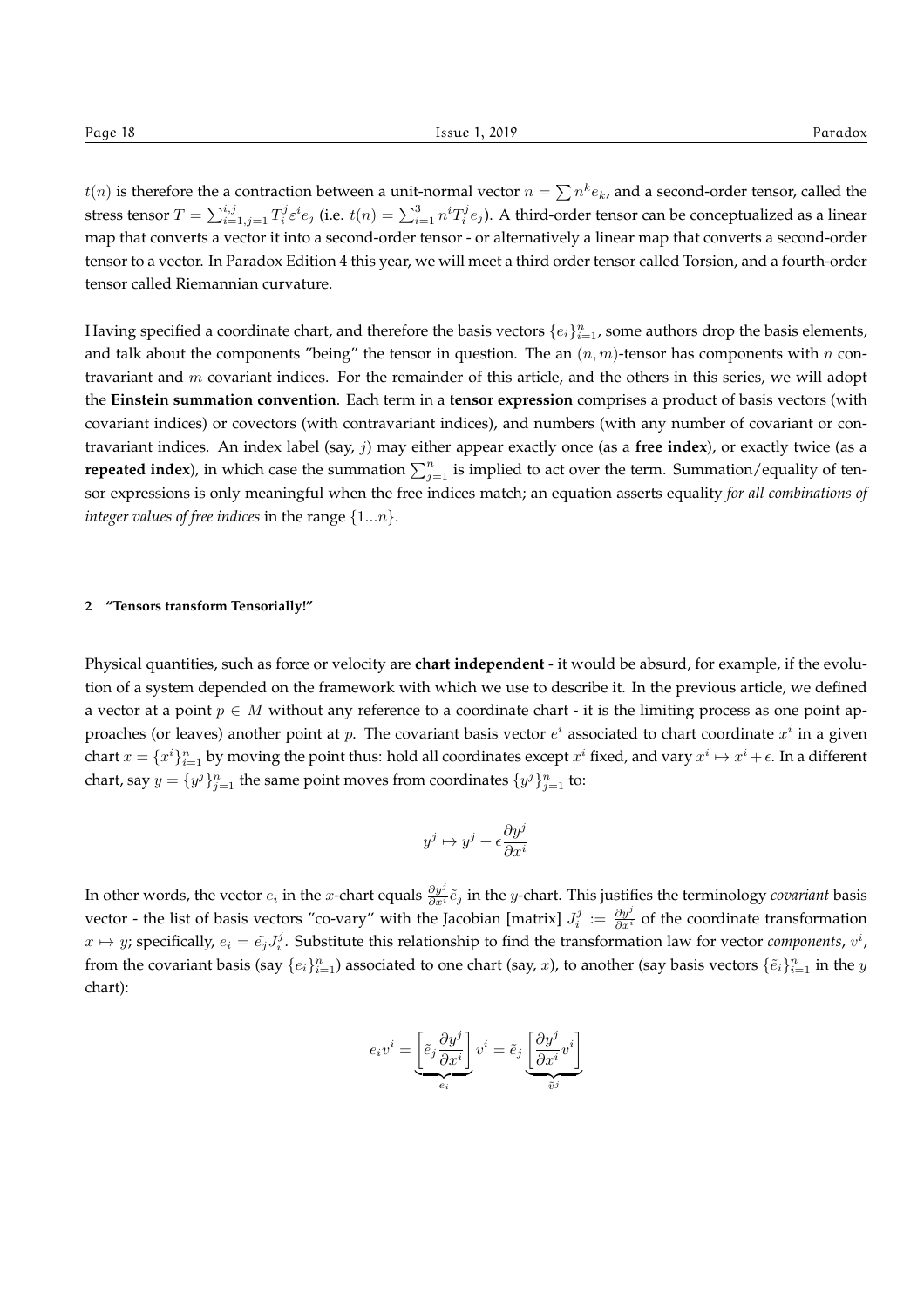$t(n)$ is therefore the a contraction between a unit-normal vector $n = \sum n^k e_k$, and a second-order tensor, called the stress tensor $T = \sum_{i=1,j=1}^{i,j} T_i^j \varepsilon^i e_j$ (i.e. $t(n) = \sum_{i=1}^3 n^i T_i^j e_j$). A third-order tensor can be conceptualized as a linear map that converts a vector it into a second-order tensor - or alternatively a linear map that converts a second-order tensor to a vector. In Paradox Edition 4 this year, we will meet a third order tensor called Torsion, and a fourth-order tensor called Riemannian curvature.

Having specified a coordinate chart, and therefore the basis vectors $\{e_i\}_{i=1}^n$, some authors drop the basis elements, and talk about the components "being" the tensor in question. The an $(n, m)$-tensor has components with $n$ contravariant and $m$ covariant indices. For the remainder of this article, and the others in this series, we will adopt the **Einstein summation convention**. Each term in a **tensor expression** comprises a product of basis vectors (with covariant indices) or covectors (with contravariant indices), and numbers (with any number of covariant or contravariant indices. An index label (say, $j$) may either appear exactly once (as a **free index**), or exactly twice (as a **repeated index**), in which case the summation $\sum_{j=1}^n$ is implied to act over the term. Summation/equality of tensor expressions is only meaningful when the free indices match; an equation asserts equality *for all combinations of integer values of free indices* in the range $\{1...n\}$.

## 2 "Tensors transform Tensorially!"

Physical quantities, such as force or velocity are **chart independent** - it would be absurd, for example, if the evolution of a system depended on the framework with which we use to describe it. In the previous article, we defined a vector at a point $p \in M$ without any reference to a coordinate chart - it is the limiting process as one point approaches (or leaves) another point at $p$. The covariant basis vector $e^i$ associated to chart coordinate $x^i$ in a given chart $x = \{x^i\}_{i=1}^n$ by moving the point thus: hold all coordinates except $x^i$ fixed, and vary $x^i \mapsto x^i + \epsilon$. In a different chart, say $y = \{y^j\}_{j=1}^n$ the same point moves from coordinates $\{y^j\}_{j=1}^n$ to:

$$y^j \mapsto y^j + \epsilon \frac{\partial y^j}{\partial x^i}$$

In other words, the vector $e_i$ in the $x$-chart equals $\frac{\partial y^j}{\partial x^i} \tilde{e}_j$ in the $y$-chart. This justifies the terminology *covariant* basis vector - the list of basis vectors "co-vary" with the Jacobian [matrix] $J_i^j := \frac{\partial y^j}{\partial x^i}$ of the coordinate transformation $x \mapsto y$; specifically, $e_i = \tilde{e_j} J_i^j$. Substitute this relationship to find the transformation law for vector *components*, $v^i$, from the covariant basis (say $\{e_i\}_{i=1}^n$) associated to one chart (say, $x$), to another (say basis vectors $\{\tilde{e}_i\}_{i=1}^n$ in the $y$ chart):

$$e_i v^i = \underbrace{\left[\tilde{e}_j \frac{\partial y^j}{\partial x^i}\right]}_{e_i} v^i = \tilde{e}_j \underbrace{\left[\frac{\partial y^j}{\partial x^i} v^i\right]}_{\tilde{v}^j}$$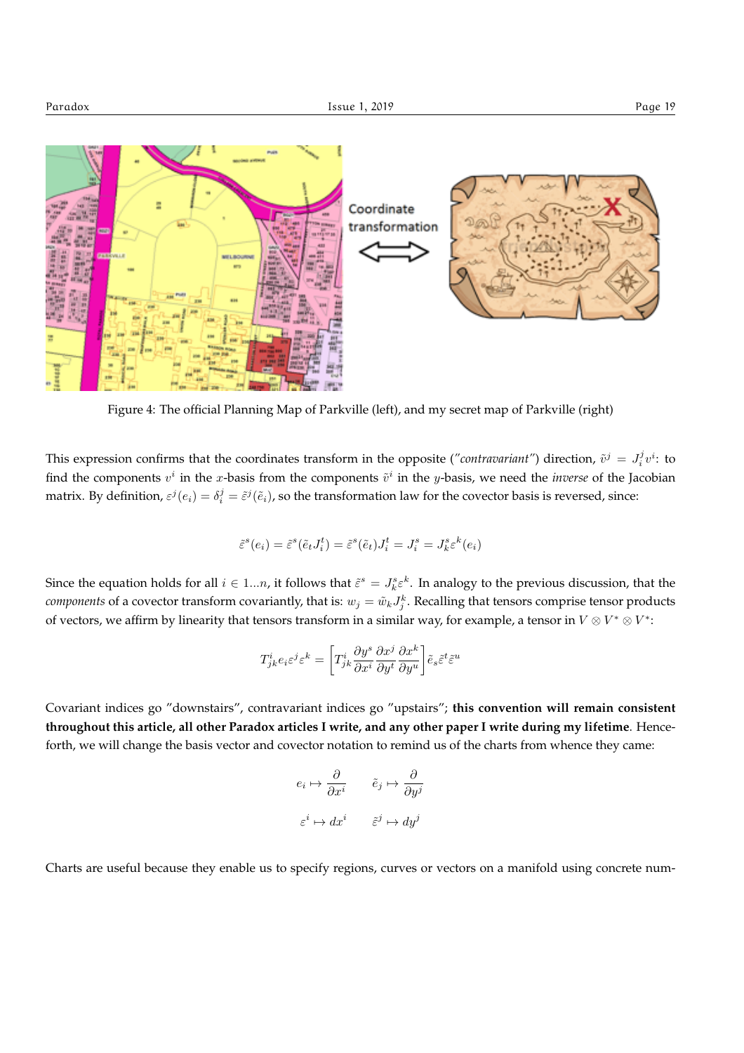Figure 4: The official Planning Map of Parkville (left), and my secret map of Parkville (right)

This expression confirms that the coordinates transform in the opposite (*"contravariant"*) direction, $\tilde{v}^j = J^j_i v^i$: to find the components $v^i$ in the $x$-basis from the components $\tilde{v}^i$ in the $y$-basis, we need the *inverse* of the Jacobian matrix. By definition, $\varepsilon^j(e_i) = \delta^j_i = \tilde{\varepsilon}^j(\tilde{e}_i)$, so the transformation law for the covector basis is reversed, since:

$$\tilde{\varepsilon}^s(e_i) = \tilde{\varepsilon}^s(\tilde{e}_t J^t_i) = \tilde{\varepsilon}^s(\tilde{e}_t)J^t_i = J^s_i = J^s_k \varepsilon^k(e_i)$$

Since the equation holds for all $i \in 1...n$, it follows that $\tilde{\varepsilon}^s = J^s_k \varepsilon^k$. In analogy to the previous discussion, that the *components* of a covector transform covariantly, that is: $w_j = \tilde{w}_k J^k_j$. Recalling that tensors comprise tensor products of vectors, we affirm by linearity that tensors transform in a similar way, for example, a tensor in $V \otimes V^* \otimes V^*$:

$$T^i_{jk} e_i \varepsilon^j \varepsilon^k = \left[ T^i_{jk} \frac{\partial y^s}{\partial x^i} \frac{\partial x^j}{\partial y^t} \frac{\partial x^k}{\partial y^u} \right] \tilde{e}_s \tilde{\varepsilon}^t \tilde{\varepsilon}^u$$

Covariant indices go "downstairs", contravariant indices go "upstairs"; **this convention will remain consistent throughout this article, all other Paradox articles I write, and any other paper I write during my lifetime**. Henceforth, we will change the basis vector and covector notation to remind us of the charts from whence they came:

$$e_i \mapsto \frac{\partial}{\partial x^i} \qquad \tilde{e}_j \mapsto \frac{\partial}{\partial y^j}$$

$$\varepsilon^i \mapsto dx^i \qquad \tilde{\varepsilon}^j \mapsto dy^j$$

Charts are useful because they enable us to specify regions, curves or vectors on a manifold using concrete num-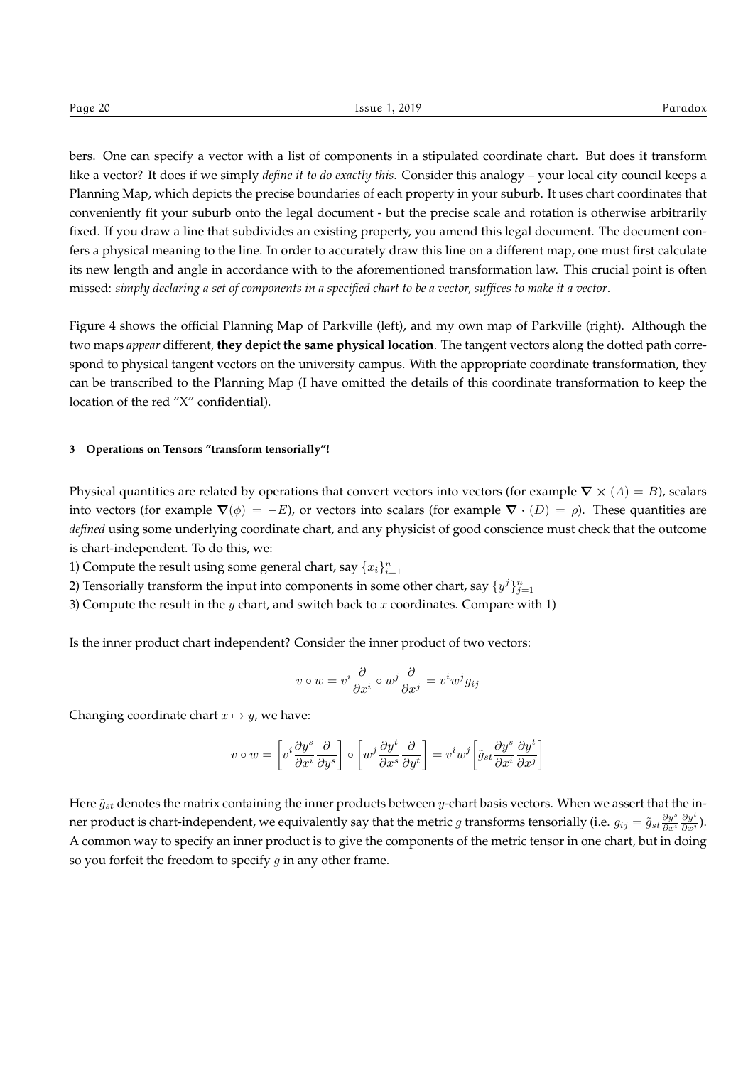bers. One can specify a vector with a list of components in a stipulated coordinate chart. But does it transform like a vector? It does if we simply *define it to do exactly this*. Consider this analogy – your local city council keeps a Planning Map, which depicts the precise boundaries of each property in your suburb. It uses chart coordinates that conveniently fit your suburb onto the legal document - but the precise scale and rotation is otherwise arbitrarily fixed. If you draw a line that subdivides an existing property, you amend this legal document. The document confers a physical meaning to the line. In order to accurately draw this line on a different map, one must first calculate its new length and angle in accordance with to the aforementioned transformation law. This crucial point is often missed: *simply declaring a set of components in a specified chart to be a vector, suffices to make it a vector*.

Figure 4 shows the official Planning Map of Parkville (left), and my own map of Parkville (right). Although the two maps *appear* different, **they depict the same physical location**. The tangent vectors along the dotted path correspond to physical tangent vectors on the university campus. With the appropriate coordinate transformation, they can be transcribed to the Planning Map (I have omitted the details of this coordinate transformation to keep the location of the red "X" confidential).

### 3 Operations on Tensors "transform tensorially"!

Physical quantities are related by operations that convert vectors into vectors (for example $\nabla \times (A) = B$), scalars into vectors (for example $\nabla(\phi) = -E$), or vectors into scalars (for example $\nabla \cdot (D) = \rho$). These quantities are *defined* using some underlying coordinate chart, and any physicist of good conscience must check that the outcome is chart-independent. To do this, we:

1) Compute the result using some general chart, say $\{x_i\}_{i=1}^n$
2) Tensorially transform the input into components in some other chart, say $\{y^j\}_{j=1}^n$
3) Compute the result in the $y$ chart, and switch back to $x$ coordinates. Compare with 1)

Is the inner product chart independent? Consider the inner product of two vectors:

$$v \circ w = v^i \frac{\partial}{\partial x^i} \circ w^j \frac{\partial}{\partial x^j} = v^i w^j g_{ij}$$

Changing coordinate chart $x \mapsto y$, we have:

$$v \circ w = \left[ v^i \frac{\partial y^s}{\partial x^i} \frac{\partial}{\partial y^s} \right] \circ \left[ w^j \frac{\partial y^t}{\partial x^s} \frac{\partial}{\partial y^t} \right] = v^i w^j \left[ \tilde{g}_{st} \frac{\partial y^s}{\partial x^i} \frac{\partial y^t}{\partial x^j} \right]$$

Here $\tilde{g}_{st}$ denotes the matrix containing the inner products between $y$-chart basis vectors. When we assert that the inner product is chart-independent, we equivalently say that the metric $g$ transforms tensorially (i.e. $g_{ij} = \tilde{g}_{st} \frac{\partial y^s}{\partial x^i} \frac{\partial y^t}{\partial x^j}$). A common way to specify an inner product is to give the components of the metric tensor in one chart, but in doing so you forfeit the freedom to specify $g$ in any other frame.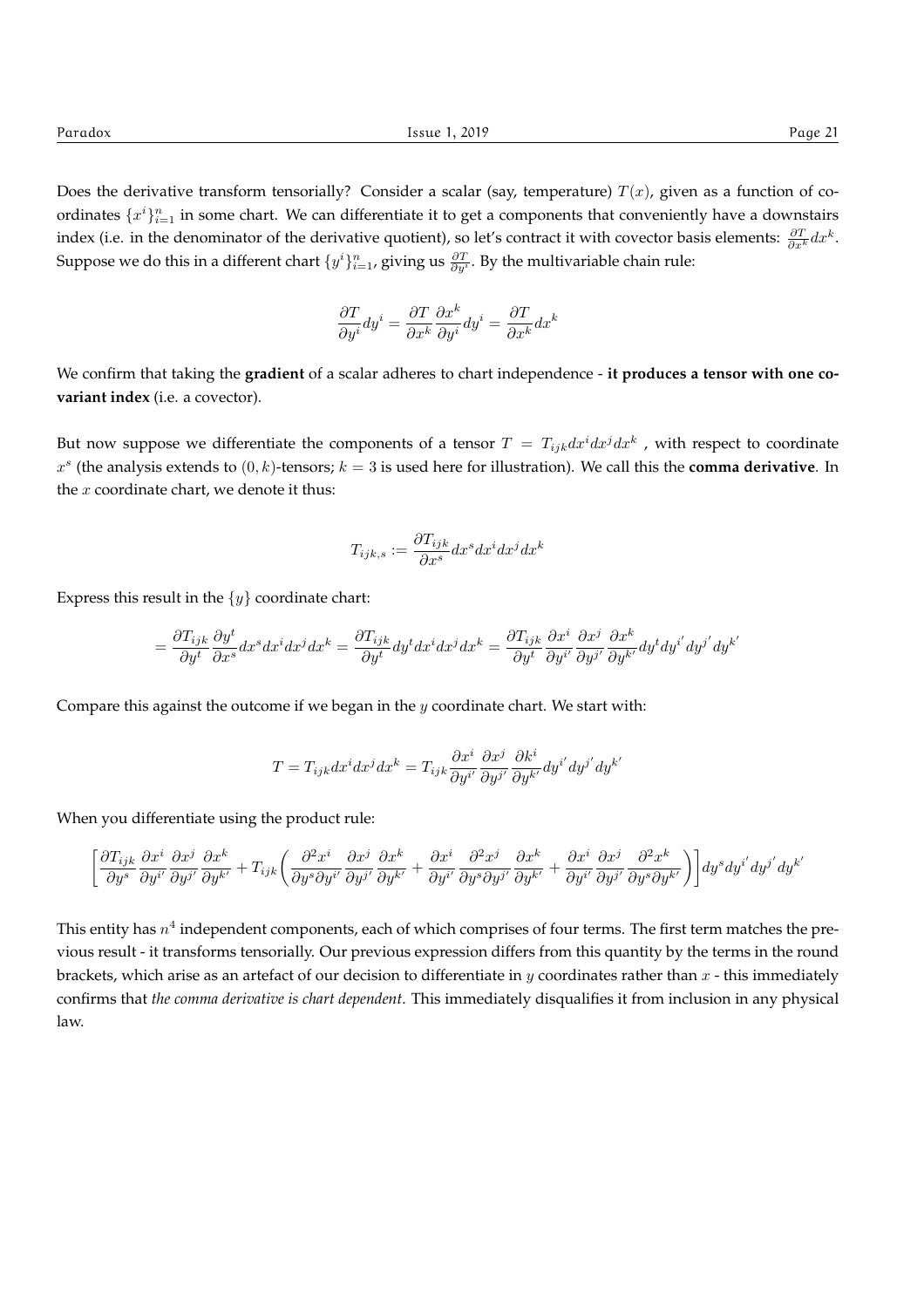Does the derivative transform tensorially? Consider a scalar (say, temperature) $T(x)$, given as a function of coordinates $\{x^i\}_{i=1}^n$ in some chart. We can differentiate it to get a components that conveniently have a downstairs index (i.e. in the denominator of the derivative quotient), so let's contract it with covector basis elements: $\frac{\partial T}{\partial x^k}dx^k$. Suppose we do this in a different chart $\{y^i\}_{i=1}^n$, giving us $\frac{\partial T}{\partial y^i}$. By the multivariable chain rule:

$$\frac{\partial T}{\partial y^i}dy^i = \frac{\partial T}{\partial x^k}\frac{\partial x^k}{\partial y^i}dy^i = \frac{\partial T}{\partial x^k}dx^k$$

We confirm that taking the **gradient** of a scalar adheres to chart independence - **it produces a tensor with one covariant index** (i.e. a covector).

But now suppose we differentiate the components of a tensor $T = T_{ijk}dx^i dx^j dx^k$ , with respect to coordinate $x^s$ (the analysis extends to $(0,k)$-tensors; $k = 3$ is used here for illustration). We call this the **comma derivative**. In the $x$ coordinate chart, we denote it thus:

$$T_{ijk,s} := \frac{\partial T_{ijk}}{\partial x^s}dx^s dx^i dx^j dx^k$$

Express this result in the $\{y\}$ coordinate chart:

$$= \frac{\partial T_{ijk}}{\partial y^t}\frac{\partial y^t}{\partial x^s}dx^s dx^i dx^j dx^k = \frac{\partial T_{ijk}}{\partial y^t}dy^t dx^i dx^j dx^k = \frac{\partial T_{ijk}}{\partial y^t}\frac{\partial x^i}{\partial y^{i'}}\frac{\partial x^j}{\partial y^{j'}}\frac{\partial x^k}{\partial y^{k'}}dy^t dy^{i'} dy^{j'} dy^{k'}$$

Compare this against the outcome if we began in the $y$ coordinate chart. We start with:

$$T = T_{ijk}dx^i dx^j dx^k = T_{ijk}\frac{\partial x^i}{\partial y^{i'}}\frac{\partial x^j}{\partial y^{j'}}\frac{\partial k^i}{\partial y^{k'}}dy^{i'} dy^{j'} dy^{k'}$$

When you differentiate using the product rule:

$$\left[\frac{\partial T_{ijk}}{\partial y^s}\frac{\partial x^i}{\partial y^{i'}}\frac{\partial x^j}{\partial y^{j'}}\frac{\partial x^k}{\partial y^{k'}} + T_{ijk}\left(\frac{\partial^2 x^i}{\partial y^s \partial y^{i'}}\frac{\partial x^j}{\partial y^{j'}}\frac{\partial x^k}{\partial y^{k'}} + \frac{\partial x^i}{\partial y^{i'}}\frac{\partial^2 x^j}{\partial y^s \partial y^{j'}}\frac{\partial x^k}{\partial y^{k'}} + \frac{\partial x^i}{\partial y^{i'}}\frac{\partial x^j}{\partial y^{j'}}\frac{\partial^2 x^k}{\partial y^s \partial y^{k'}}\right)\right]dy^s dy^{i'} dy^{j'} dy^{k'}$$

This entity has $n^4$ independent components, each of which comprises of four terms. The first term matches the previous result - it transforms tensorially. Our previous expression differs from this quantity by the terms in the round brackets, which arise as an artefact of our decision to differentiate in $y$ coordinates rather than $x$ - this immediately confirms that *the comma derivative is chart dependent*. This immediately disqualifies it from inclusion in any physical law.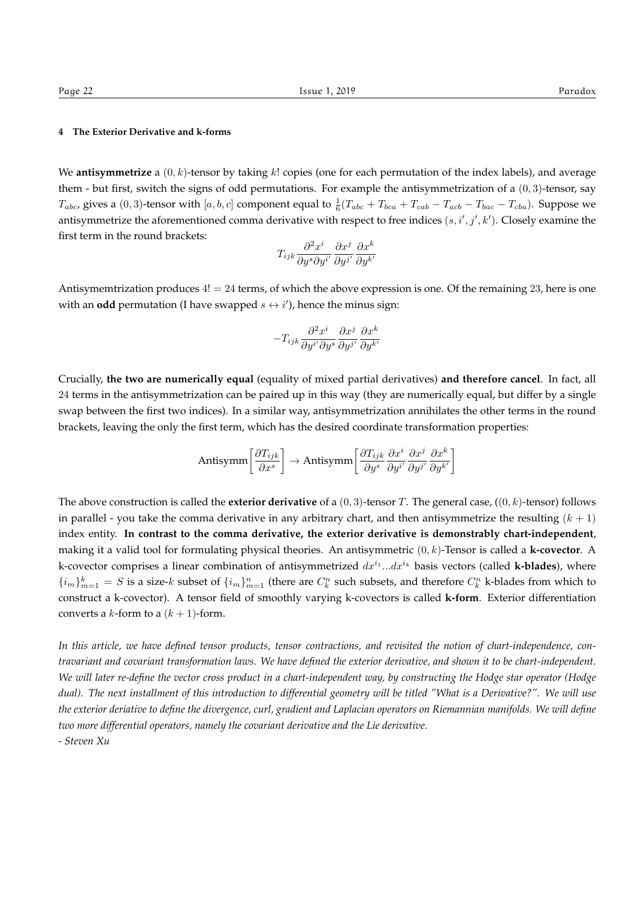#### 4 The Exterior Derivative and k-forms

We **antisymmetrize** a $(0,k)$-tensor by taking $k!$ copies (one for each permutation of the index labels), and average them - but first, switch the signs of odd permutations. For example the antisymmetrization of a $(0,3)$-tensor, say $T_{abc}$, gives a $(0,3)$-tensor with $[a,b,c]$ component equal to $\frac{1}{6}(T_{abc}+T_{bca}+T_{cab}-T_{acb}-T_{bac}-T_{cba})$. Suppose we antisymmetrize the aforementioned comma derivative with respect to free indices $(s,i',j',k')$. Closely examine the first term in the round brackets:

$$T_{ijk}\frac{\partial^2 x^i}{\partial y^s \partial y^{i'}}\frac{\partial x^j}{\partial y^{j'}}\frac{\partial x^k}{\partial y^{k'}}$$

Antisymemtrization produces $4! = 24$ terms, of which the above expression is one. Of the remaining 23, here is one with an **odd** permutation (I have swapped $s \leftrightarrow i'$), hence the minus sign:

$$-T_{ijk}\frac{\partial^2 x^i}{\partial y^{i'} \partial y^{s}}\frac{\partial x^j}{\partial y^{j'}}\frac{\partial x^k}{\partial y^{k'}}$$

Crucially, **the two are numerically equal** (equality of mixed partial derivatives) **and therefore cancel**. In fact, all 24 terms in the antisymmetrization can be paired up in this way (they are numerically equal, but differ by a single swap between the first two indices). In a similar way, antisymmetrization annihilates the other terms in the round brackets, leaving the only the first term, which has the desired coordinate transformation properties:

$$\text{Antisymm}\left[\frac{\partial T_{ijk}}{\partial x^s}\right] \rightarrow \text{Antisymm}\left[\frac{\partial T_{ijk}}{\partial y^s}\frac{\partial x^i}{\partial y^{i'}}\frac{\partial x^j}{\partial y^{j'}}\frac{\partial x^k}{\partial y^{k'}}\right]$$

The above construction is called the **exterior derivative** of a $(0,3)$-tensor $T$. The general case, ($(0,k)$-tensor) follows in parallel - you take the comma derivative in any arbitrary chart, and then antisymmetrize the resulting $(k+1)$ index entity. **In contrast to the comma derivative, the exterior derivative is demonstrably chart-independent**, making it a valid tool for formulating physical theories. An antisymmetric $(0,k)$-Tensor is called a **k-covector**. A k-covector comprises a linear combination of antisymmetrized $dx^{i_1}...dx^{i_k}$ basis vectors (called **k-blades**), where $\{i_m\}_{m=1}^k = S$ is a size-$k$ subset of $\{i_m\}_{m=1}^n$ (there are $C_k^n$ such subsets, and therefore $C_k^n$ k-blades from which to construct a k-covector). A tensor field of smoothly varying k-covectors is called **k-form**. Exterior differentiation converts a $k$-form to a $(k+1)$-form.

*In this article, we have defined tensor products, tensor contractions, and revisited the notion of chart-independence, contravariant and covariant transformation laws. We have defined the exterior derivative, and shown it to be chart-independent. We will later re-define the vector cross product in a chart-independent way, by constructing the Hodge star operator (Hodge dual). The next installment of this introduction to differential geometry will be titled "What is a Derivative?". We will use the exterior deriative to define the divergence, curl, gradient and Laplacian operators on Riemannian manifolds. We will define two more differential operators, namely the covariant derivative and the Lie derivative.*

*- Steven Xu*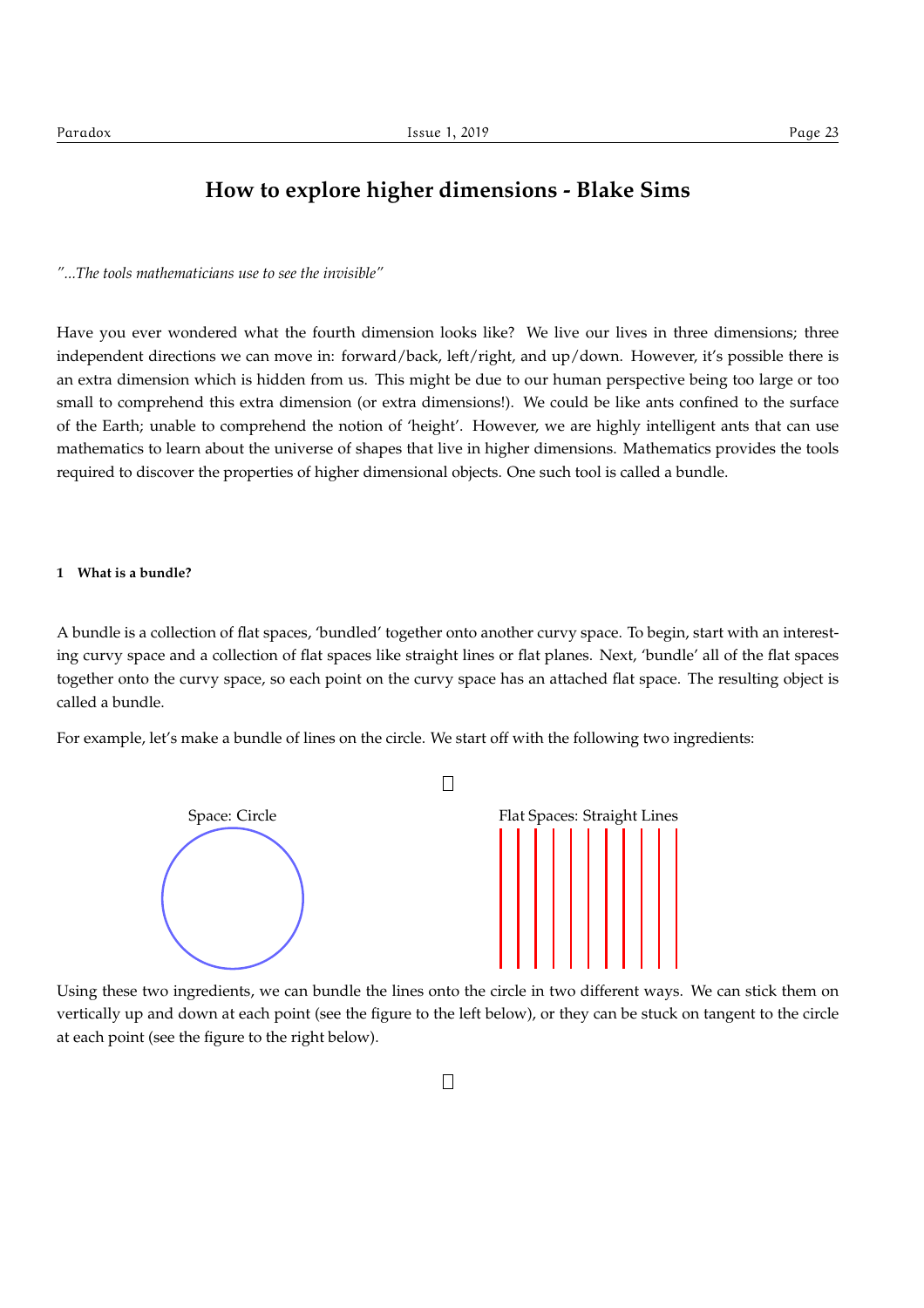# How to explore higher dimensions - Blake Sims

*"...The tools mathematicians use to see the invisible"*

Have you ever wondered what the fourth dimension looks like? We live our lives in three dimensions; three independent directions we can move in: forward/back, left/right, and up/down. However, it's possible there is an extra dimension which is hidden from us. This might be due to our human perspective being too large or too small to comprehend this extra dimension (or extra dimensions!). We could be like ants confined to the surface of the Earth; unable to comprehend the notion of 'height'. However, we are highly intelligent ants that can use mathematics to learn about the universe of shapes that live in higher dimensions. Mathematics provides the tools required to discover the properties of higher dimensional objects. One such tool is called a bundle.

## 1 What is a bundle?

A bundle is a collection of flat spaces, 'bundled' together onto another curvy space. To begin, start with an interesting curvy space and a collection of flat spaces like straight lines or flat planes. Next, 'bundle' all of the flat spaces together onto the curvy space, so each point on the curvy space has an attached flat space. The resulting object is called a bundle.

For example, let's make a bundle of lines on the circle. We start off with the following two ingredients:

Space: Circle

Flat Spaces: Straight Lines

Using these two ingredients, we can bundle the lines onto the circle in two different ways. We can stick them on vertically up and down at each point (see the figure to the left below), or they can be stuck on tangent to the circle at each point (see the figure to the right below).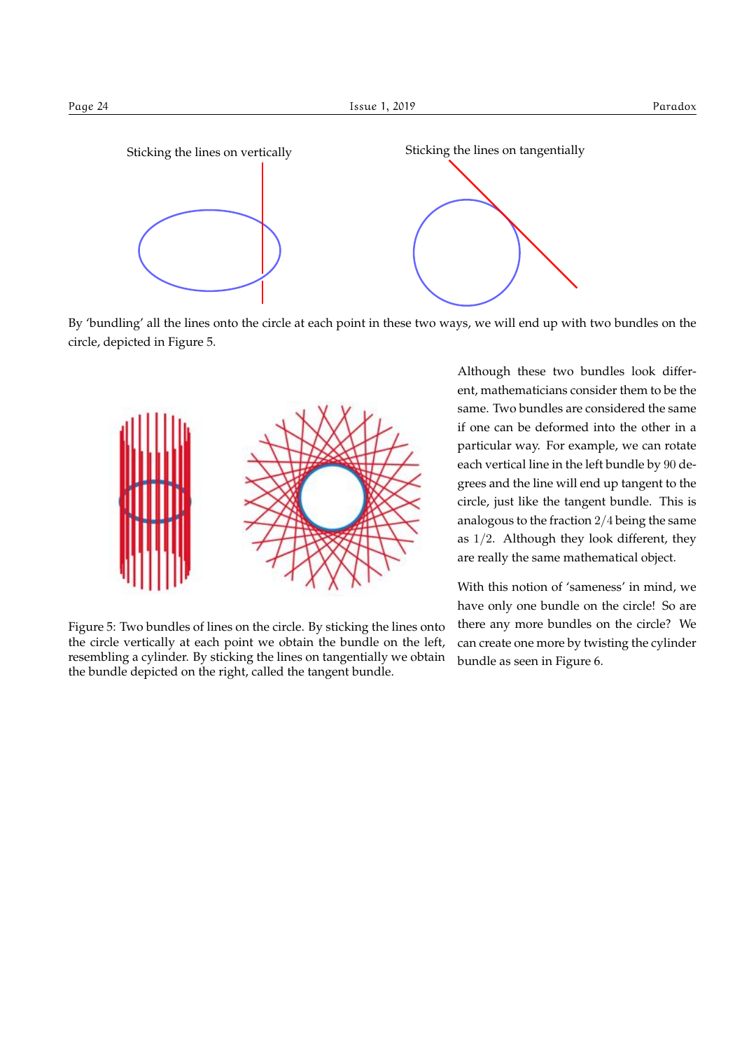Sticking the lines on vertically

Sticking the lines on tangentially

By 'bundling' all the lines onto the circle at each point in these two ways, we will end up with two bundles on the circle, depicted in Figure 5.

Figure 5: Two bundles of lines on the circle. By sticking the lines onto the circle vertically at each point we obtain the bundle on the left, resembling a cylinder. By sticking the lines on tangentially we obtain the bundle depicted on the right, called the tangent bundle.

Although these two bundles look different, mathematicians consider them to be the same. Two bundles are considered the same if one can be deformed into the other in a particular way. For example, we can rotate each vertical line in the left bundle by $90$ degrees and the line will end up tangent to the circle, just like the tangent bundle. This is analogous to the fraction $2/4$ being the same as $1/2$. Although they look different, they are really the same mathematical object.

With this notion of 'sameness' in mind, we have only one bundle on the circle! So are there any more bundles on the circle? We can create one more by twisting the cylinder bundle as seen in Figure 6.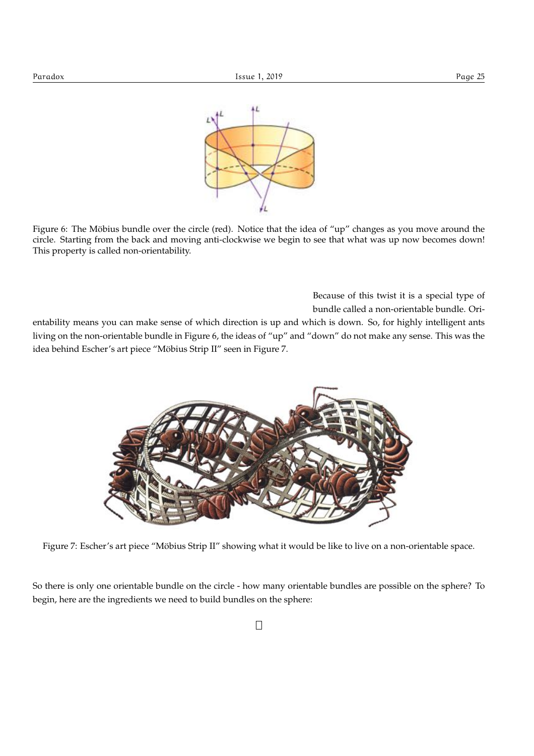Figure 6: The Möbius bundle over the circle (red). Notice that the idea of "up" changes as you move around the circle. Starting from the back and moving anti-clockwise we begin to see that what was up now becomes down! This property is called non-orientability.

Because of this twist it is a special type of bundle called a non-orientable bundle. Orientability means you can make sense of which direction is up and which is down. So, for highly intelligent ants living on the non-orientable bundle in Figure 6, the ideas of "up" and "down" do not make any sense. This was the idea behind Escher's art piece "Möbius Strip II" seen in Figure 7.

Figure 7: Escher's art piece "Möbius Strip II" showing what it would be like to live on a non-orientable space.

So there is only one orientable bundle on the circle - how many orientable bundles are possible on the sphere? To begin, here are the ingredients we need to build bundles on the sphere:

□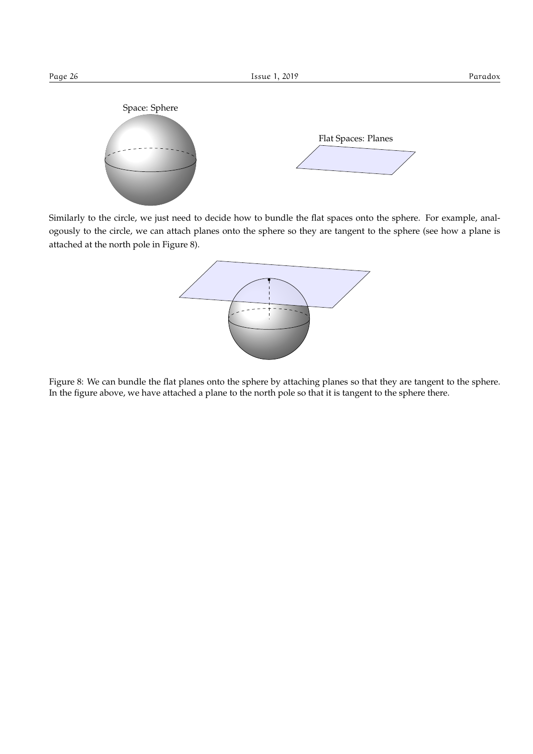Space: Sphere

Flat Spaces: Planes

Similarly to the circle, we just need to decide how to bundle the flat spaces onto the sphere. For example, analogously to the circle, we can attach planes onto the sphere so they are tangent to the sphere (see how a plane is attached at the north pole in Figure 8).

Figure 8: We can bundle the flat planes onto the sphere by attaching planes so that they are tangent to the sphere. In the figure above, we have attached a plane to the north pole so that it is tangent to the sphere there.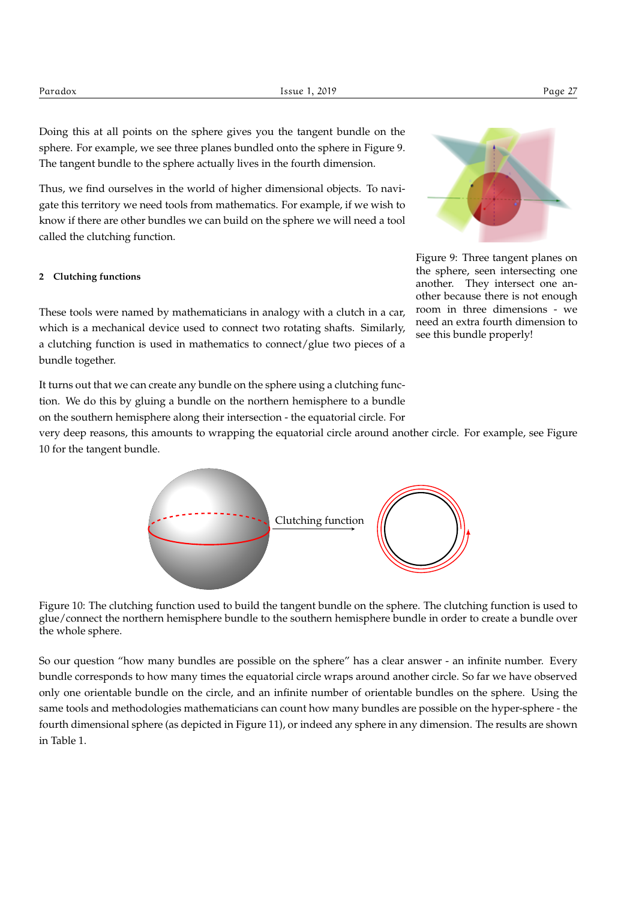Doing this at all points on the sphere gives you the tangent bundle on the sphere. For example, we see three planes bundled onto the sphere in Figure 9. The tangent bundle to the sphere actually lives in the fourth dimension.

Thus, we find ourselves in the world of higher dimensional objects. To navigate this territory we need tools from mathematics. For example, if we wish to know if there are other bundles we can build on the sphere we will need a tool called the clutching function.

Figure 9: Three tangent planes on the sphere, seen intersecting one another. They intersect one another because there is not enough room in three dimensions - we need an extra fourth dimension to see this bundle properly!

## 2 Clutching functions

These tools were named by mathematicians in analogy with a clutch in a car, which is a mechanical device used to connect two rotating shafts. Similarly, a clutching function is used in mathematics to connect/glue two pieces of a bundle together.

It turns out that we can create any bundle on the sphere using a clutching function. We do this by gluing a bundle on the northern hemisphere to a bundle on the southern hemisphere along their intersection - the equatorial circle. For very deep reasons, this amounts to wrapping the equatorial circle around another circle. For example, see Figure 10 for the tangent bundle.

Clutching function

Figure 10: The clutching function used to build the tangent bundle on the sphere. The clutching function is used to glue/connect the northern hemisphere bundle to the southern hemisphere bundle in order to create a bundle over the whole sphere.

So our question "how many bundles are possible on the sphere" has a clear answer - an infinite number. Every bundle corresponds to how many times the equatorial circle wraps around another circle. So far we have observed only one orientable bundle on the circle, and an infinite number of orientable bundles on the sphere. Using the same tools and methodologies mathematicians can count how many bundles are possible on the hyper-sphere - the fourth dimensional sphere (as depicted in Figure 11), or indeed any sphere in any dimension. The results are shown in Table 1.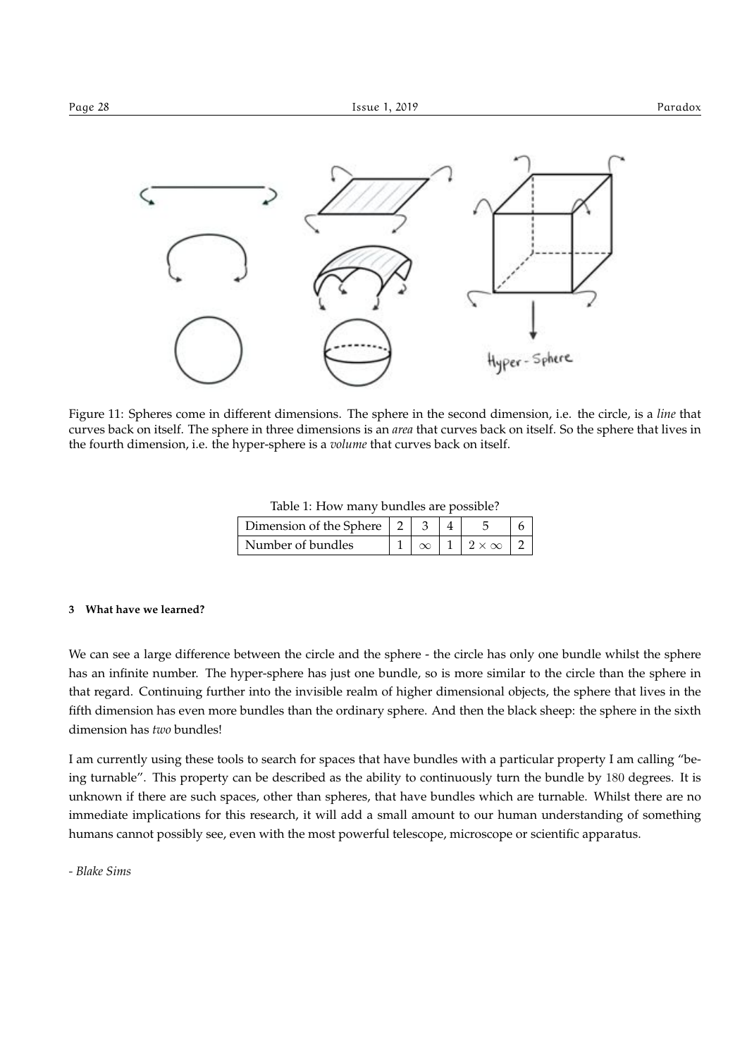Figure 11: Spheres come in different dimensions. The sphere in the second dimension, i.e. the circle, is a *line* that curves back on itself. The sphere in three dimensions is an *area* that curves back on itself. So the sphere that lives in the fourth dimension, i.e. the hyper-sphere is a *volume* that curves back on itself.

Table 1: How many bundles are possible?

| Dimension of the Sphere | 2 | 3 | 4 | 5 | 6 |
|---|---|---|---|---|---|
| Number of bundles | 1 | $\infty$ | 1 | $2 \times \infty$ | 2 |

### 3 What have we learned?

We can see a large difference between the circle and the sphere - the circle has only one bundle whilst the sphere has an infinite number. The hyper-sphere has just one bundle, so is more similar to the circle than the sphere in that regard. Continuing further into the invisible realm of higher dimensional objects, the sphere that lives in the fifth dimension has even more bundles than the ordinary sphere. And then the black sheep: the sphere in the sixth dimension has *two* bundles!

I am currently using these tools to search for spaces that have bundles with a particular property I am calling "being turnable". This property can be described as the ability to continuously turn the bundle by 180 degrees. It is unknown if there are such spaces, other than spheres, that have bundles which are turnable. Whilst there are no immediate implications for this research, it will add a small amount to our human understanding of something humans cannot possibly see, even with the most powerful telescope, microscope or scientific apparatus.

*- Blake Sims*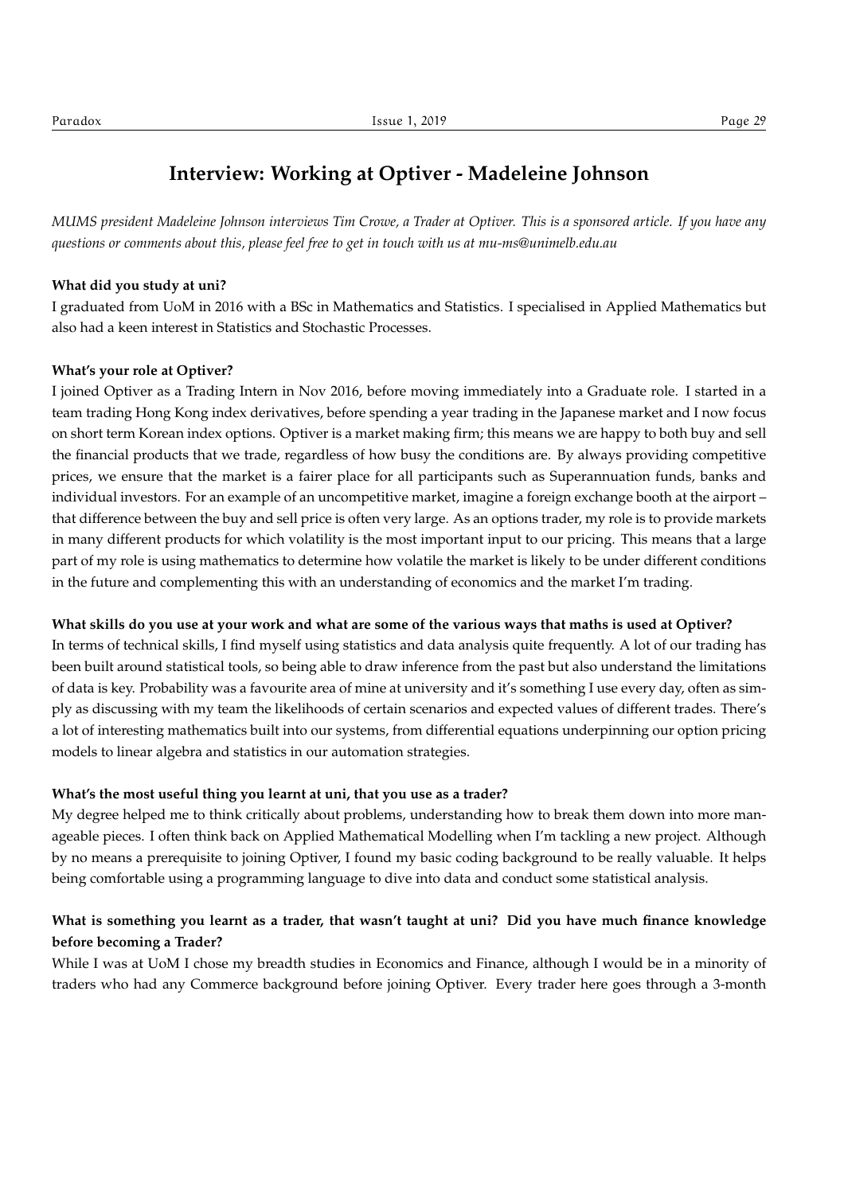# Interview: Working at Optiver - Madeleine Johnson

*MUMS president Madeleine Johnson interviews Tim Crowe, a Trader at Optiver. This is a sponsored article. If you have any questions or comments about this, please feel free to get in touch with us at mu-ms@unimelb.edu.au*

**What did you study at uni?**

I graduated from UoM in 2016 with a BSc in Mathematics and Statistics. I specialised in Applied Mathematics but also had a keen interest in Statistics and Stochastic Processes.

**What's your role at Optiver?**

I joined Optiver as a Trading Intern in Nov 2016, before moving immediately into a Graduate role. I started in a team trading Hong Kong index derivatives, before spending a year trading in the Japanese market and I now focus on short term Korean index options. Optiver is a market making firm; this means we are happy to both buy and sell the financial products that we trade, regardless of how busy the conditions are. By always providing competitive prices, we ensure that the market is a fairer place for all participants such as Superannuation funds, banks and individual investors. For an example of an uncompetitive market, imagine a foreign exchange booth at the airport – that difference between the buy and sell price is often very large. As an options trader, my role is to provide markets in many different products for which volatility is the most important input to our pricing. This means that a large part of my role is using mathematics to determine how volatile the market is likely to be under different conditions in the future and complementing this with an understanding of economics and the market I'm trading.

**What skills do you use at your work and what are some of the various ways that maths is used at Optiver?**

In terms of technical skills, I find myself using statistics and data analysis quite frequently. A lot of our trading has been built around statistical tools, so being able to draw inference from the past but also understand the limitations of data is key. Probability was a favourite area of mine at university and it's something I use every day, often as simply as discussing with my team the likelihoods of certain scenarios and expected values of different trades. There's a lot of interesting mathematics built into our systems, from differential equations underpinning our option pricing models to linear algebra and statistics in our automation strategies.

**What's the most useful thing you learnt at uni, that you use as a trader?**

My degree helped me to think critically about problems, understanding how to break them down into more manageable pieces. I often think back on Applied Mathematical Modelling when I'm tackling a new project. Although by no means a prerequisite to joining Optiver, I found my basic coding background to be really valuable. It helps being comfortable using a programming language to dive into data and conduct some statistical analysis.

**What is something you learnt as a trader, that wasn't taught at uni? Did you have much finance knowledge before becoming a Trader?**

While I was at UoM I chose my breadth studies in Economics and Finance, although I would be in a minority of traders who had any Commerce background before joining Optiver. Every trader here goes through a 3-month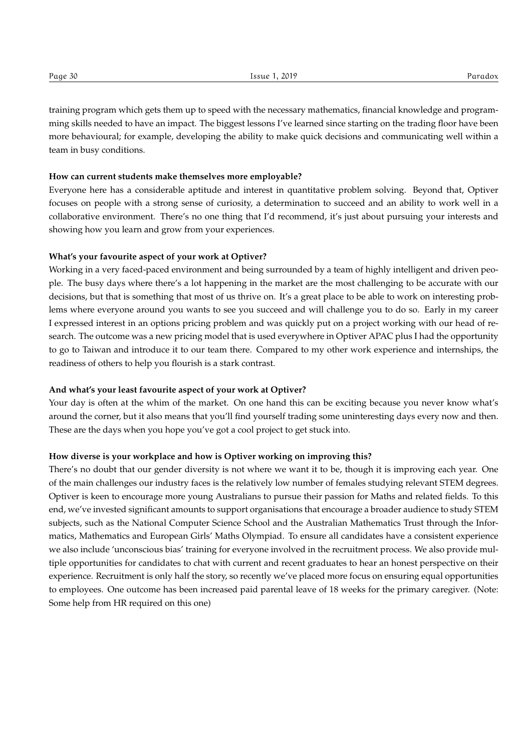training program which gets them up to speed with the necessary mathematics, financial knowledge and programming skills needed to have an impact. The biggest lessons I've learned since starting on the trading floor have been more behavioural; for example, developing the ability to make quick decisions and communicating well within a team in busy conditions.

**How can current students make themselves more employable?**

Everyone here has a considerable aptitude and interest in quantitative problem solving. Beyond that, Optiver focuses on people with a strong sense of curiosity, a determination to succeed and an ability to work well in a collaborative environment. There's no one thing that I'd recommend, it's just about pursuing your interests and showing how you learn and grow from your experiences.

**What's your favourite aspect of your work at Optiver?**

Working in a very faced-paced environment and being surrounded by a team of highly intelligent and driven people. The busy days where there's a lot happening in the market are the most challenging to be accurate with our decisions, but that is something that most of us thrive on. It's a great place to be able to work on interesting problems where everyone around you wants to see you succeed and will challenge you to do so. Early in my career I expressed interest in an options pricing problem and was quickly put on a project working with our head of research. The outcome was a new pricing model that is used everywhere in Optiver APAC plus I had the opportunity to go to Taiwan and introduce it to our team there. Compared to my other work experience and internships, the readiness of others to help you flourish is a stark contrast.

**And what's your least favourite aspect of your work at Optiver?**

Your day is often at the whim of the market. On one hand this can be exciting because you never know what's around the corner, but it also means that you'll find yourself trading some uninteresting days every now and then. These are the days when you hope you've got a cool project to get stuck into.

**How diverse is your workplace and how is Optiver working on improving this?**

There's no doubt that our gender diversity is not where we want it to be, though it is improving each year. One of the main challenges our industry faces is the relatively low number of females studying relevant STEM degrees. Optiver is keen to encourage more young Australians to pursue their passion for Maths and related fields. To this end, we've invested significant amounts to support organisations that encourage a broader audience to study STEM subjects, such as the National Computer Science School and the Australian Mathematics Trust through the Informatics, Mathematics and European Girls' Maths Olympiad. To ensure all candidates have a consistent experience we also include 'unconscious bias' training for everyone involved in the recruitment process. We also provide multiple opportunities for candidates to chat with current and recent graduates to hear an honest perspective on their experience. Recruitment is only half the story, so recently we've placed more focus on ensuring equal opportunities to employees. One outcome has been increased paid parental leave of 18 weeks for the primary caregiver. (Note: Some help from HR required on this one)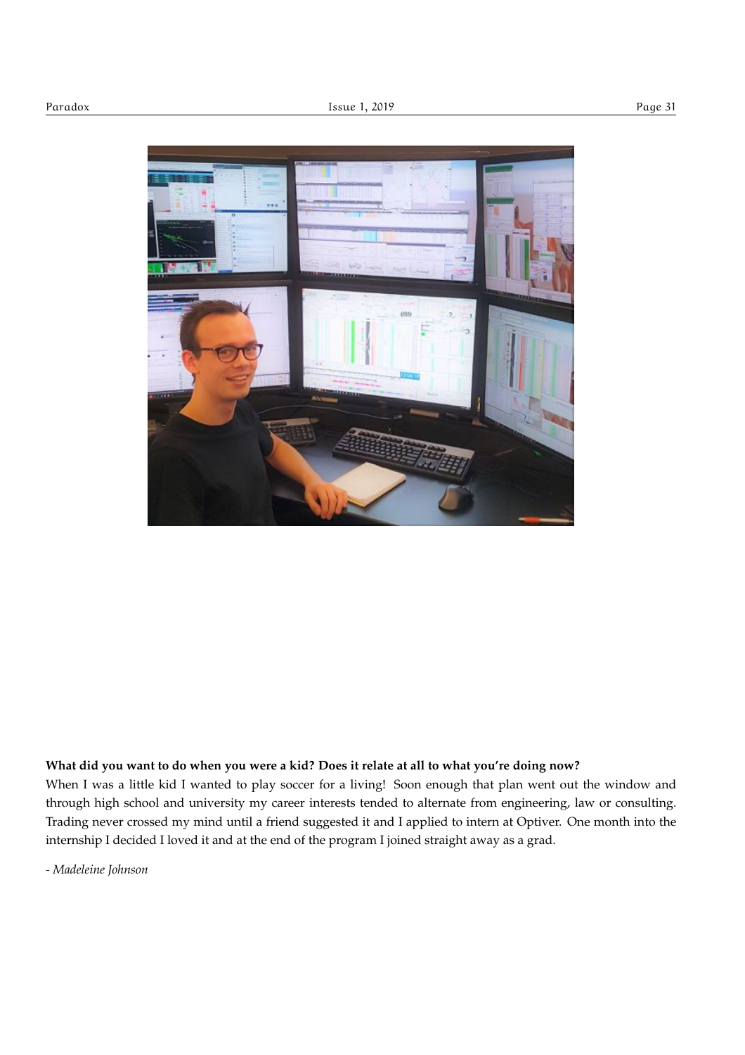**What did you want to do when you were a kid? Does it relate at all to what you're doing now?**

When I was a little kid I wanted to play soccer for a living! Soon enough that plan went out the window and through high school and university my career interests tended to alternate from engineering, law or consulting. Trading never crossed my mind until a friend suggested it and I applied to intern at Optiver. One month into the internship I decided I loved it and at the end of the program I joined straight away as a grad.

*- Madeleine Johnson*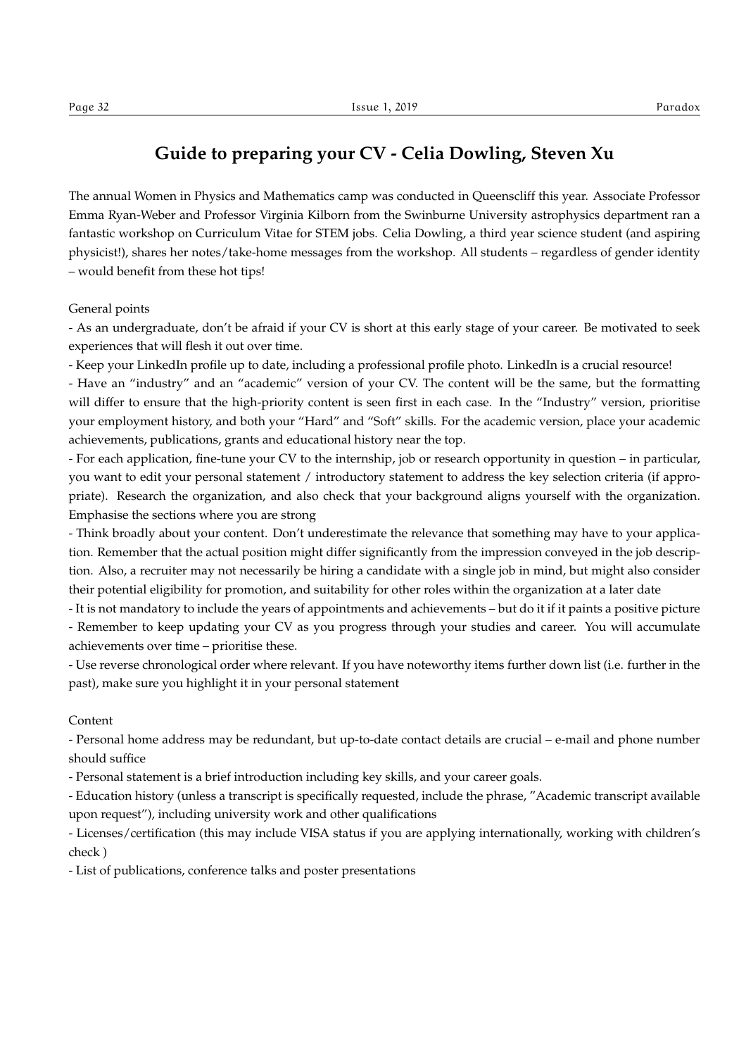# Guide to preparing your CV - Celia Dowling, Steven Xu

The annual Women in Physics and Mathematics camp was conducted in Queenscliff this year. Associate Professor Emma Ryan-Weber and Professor Virginia Kilborn from the Swinburne University astrophysics department ran a fantastic workshop on Curriculum Vitae for STEM jobs. Celia Dowling, a third year science student (and aspiring physicist!), shares her notes/take-home messages from the workshop. All students – regardless of gender identity – would benefit from these hot tips!

General points

- As an undergraduate, don't be afraid if your CV is short at this early stage of your career. Be motivated to seek experiences that will flesh it out over time.
- Keep your LinkedIn profile up to date, including a professional profile photo. LinkedIn is a crucial resource!
- Have an "industry" and an "academic" version of your CV. The content will be the same, but the formatting will differ to ensure that the high-priority content is seen first in each case. In the "Industry" version, prioritise your employment history, and both your "Hard" and "Soft" skills. For the academic version, place your academic achievements, publications, grants and educational history near the top.
- For each application, fine-tune your CV to the internship, job or research opportunity in question – in particular, you want to edit your personal statement / introductory statement to address the key selection criteria (if appropriate). Research the organization, and also check that your background aligns yourself with the organization. Emphasise the sections where you are strong
- Think broadly about your content. Don't underestimate the relevance that something may have to your application. Remember that the actual position might differ significantly from the impression conveyed in the job description. Also, a recruiter may not necessarily be hiring a candidate with a single job in mind, but might also consider their potential eligibility for promotion, and suitability for other roles within the organization at a later date
- It is not mandatory to include the years of appointments and achievements – but do it if it paints a positive picture
- Remember to keep updating your CV as you progress through your studies and career. You will accumulate achievements over time – prioritise these.
- Use reverse chronological order where relevant. If you have noteworthy items further down list (i.e. further in the past), make sure you highlight it in your personal statement

Content

- Personal home address may be redundant, but up-to-date contact details are crucial – e-mail and phone number should suffice
- Personal statement is a brief introduction including key skills, and your career goals.
- Education history (unless a transcript is specifically requested, include the phrase, "Academic transcript available upon request"), including university work and other qualifications
- Licenses/certification (this may include VISA status if you are applying internationally, working with children's check )
- List of publications, conference talks and poster presentations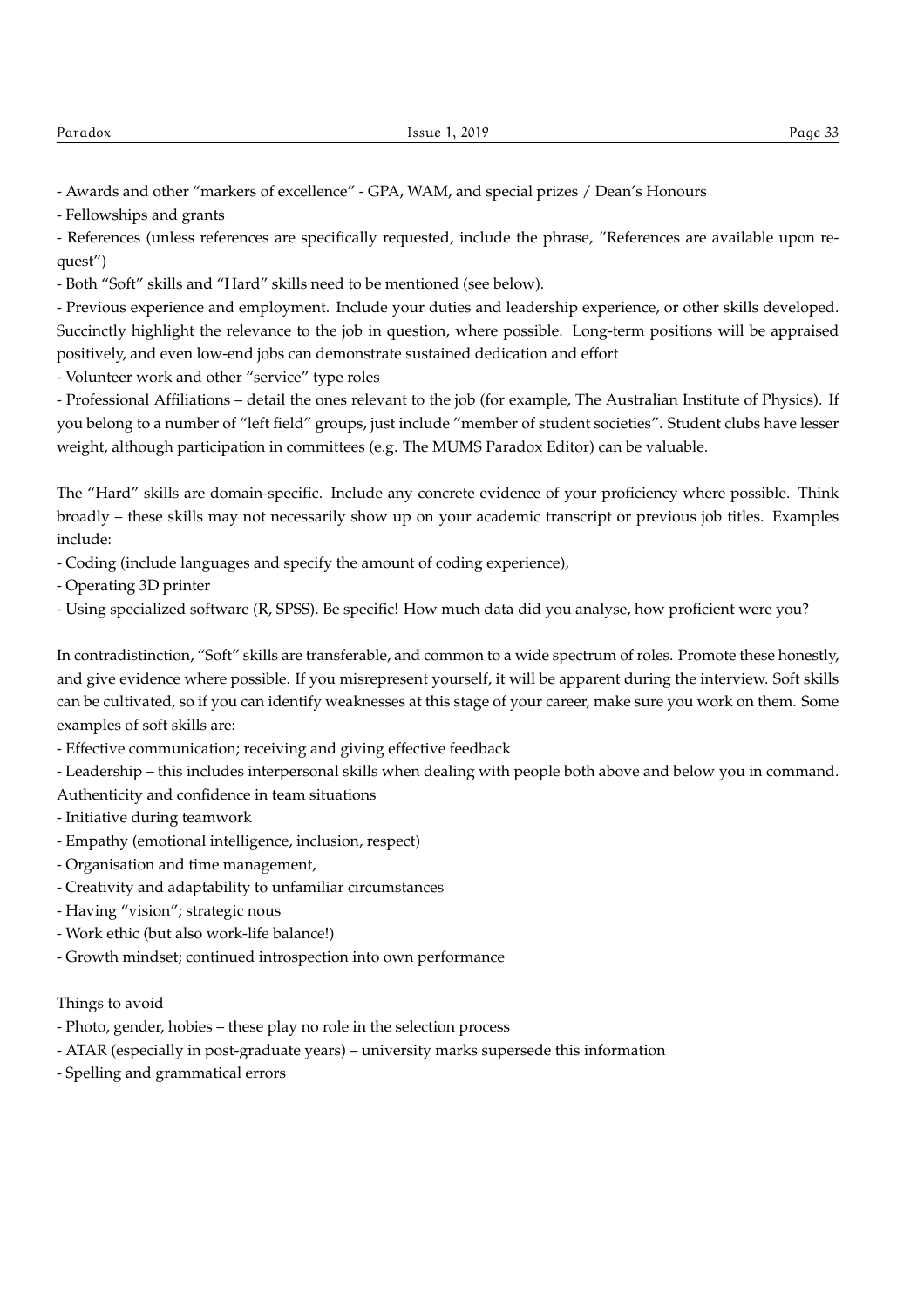- Awards and other "markers of excellence" - GPA, WAM, and special prizes / Dean's Honours
- Fellowships and grants
- References (unless references are specifically requested, include the phrase, "References are available upon request")
- Both "Soft" skills and "Hard" skills need to be mentioned (see below).
- Previous experience and employment. Include your duties and leadership experience, or other skills developed. Succinctly highlight the relevance to the job in question, where possible. Long-term positions will be appraised positively, and even low-end jobs can demonstrate sustained dedication and effort
- Volunteer work and other "service" type roles
- Professional Affiliations – detail the ones relevant to the job (for example, The Australian Institute of Physics). If you belong to a number of "left field" groups, just include "member of student societies". Student clubs have lesser weight, although participation in committees (e.g. The MUMS Paradox Editor) can be valuable.

The "Hard" skills are domain-specific. Include any concrete evidence of your proficiency where possible. Think broadly – these skills may not necessarily show up on your academic transcript or previous job titles. Examples include:

- Coding (include languages and specify the amount of coding experience),
- Operating 3D printer
- Using specialized software (R, SPSS). Be specific! How much data did you analyse, how proficient were you?

In contradistinction, "Soft" skills are transferable, and common to a wide spectrum of roles. Promote these honestly, and give evidence where possible. If you misrepresent yourself, it will be apparent during the interview. Soft skills can be cultivated, so if you can identify weaknesses at this stage of your career, make sure you work on them. Some examples of soft skills are:

- Effective communication; receiving and giving effective feedback
- Leadership – this includes interpersonal skills when dealing with people both above and below you in command. Authenticity and confidence in team situations
- Initiative during teamwork
- Empathy (emotional intelligence, inclusion, respect)
- Organisation and time management,
- Creativity and adaptability to unfamiliar circumstances
- Having "vision"; strategic nous
- Work ethic (but also work-life balance!)
- Growth mindset; continued introspection into own performance

Things to avoid

- Photo, gender, hobies – these play no role in the selection process
- ATAR (especially in post-graduate years) – university marks supersede this information
- Spelling and grammatical errors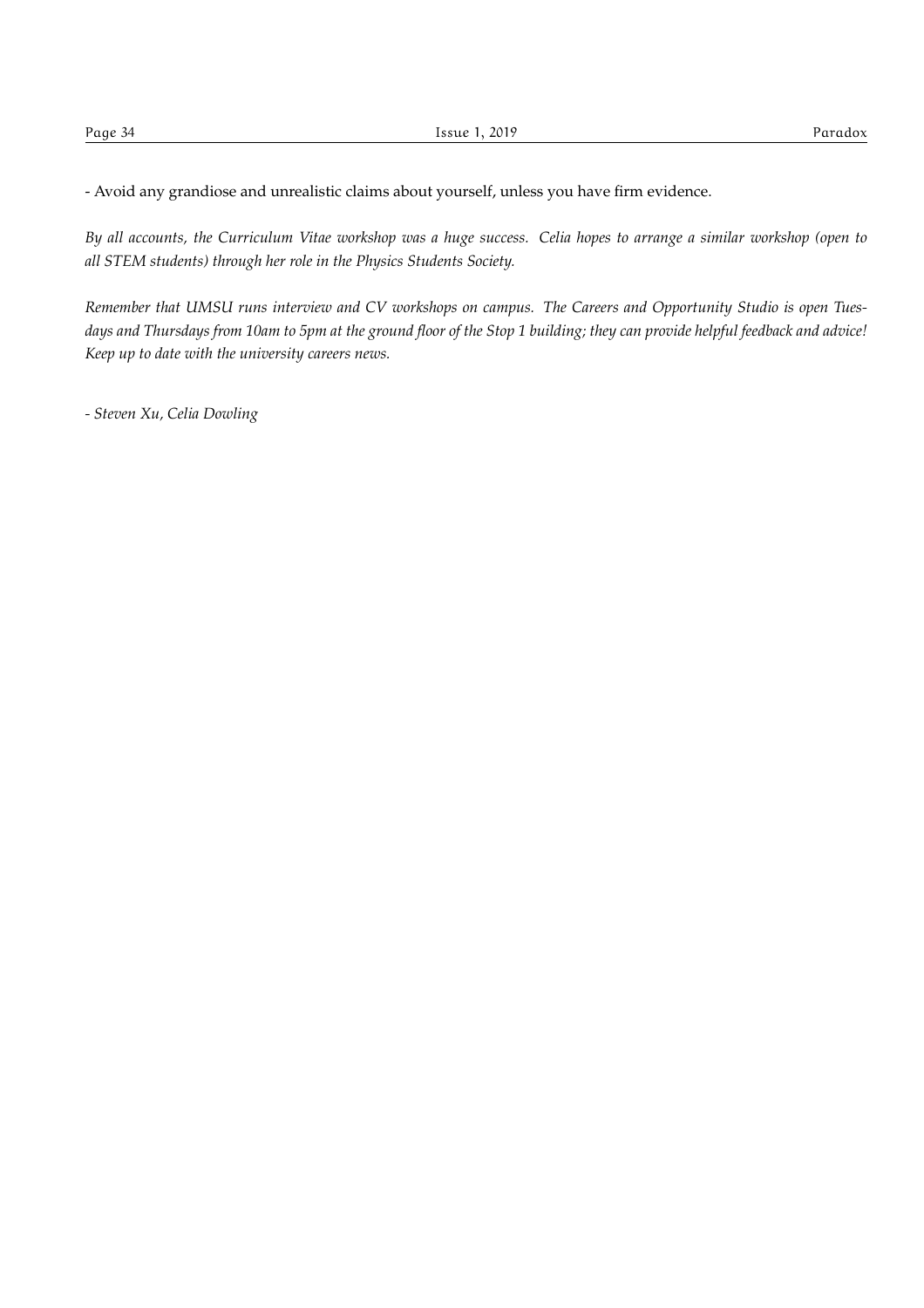- Avoid any grandiose and unrealistic claims about yourself, unless you have firm evidence.

*By all accounts, the Curriculum Vitae workshop was a huge success. Celia hopes to arrange a similar workshop (open to all STEM students) through her role in the Physics Students Society.*

*Remember that UMSU runs interview and CV workshops on campus. The Careers and Opportunity Studio is open Tuesdays and Thursdays from 10am to 5pm at the ground floor of the Stop 1 building; they can provide helpful feedback and advice! Keep up to date with the university careers news.*

*- Steven Xu, Celia Dowling*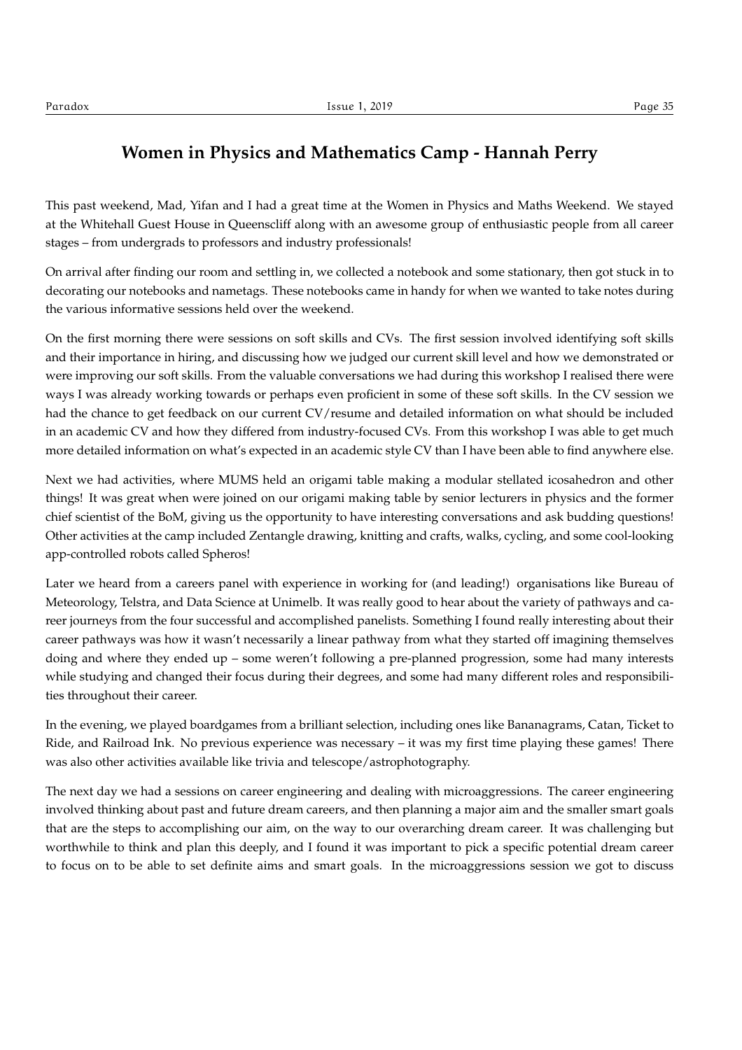# Women in Physics and Mathematics Camp - Hannah Perry

This past weekend, Mad, Yifan and I had a great time at the Women in Physics and Maths Weekend. We stayed at the Whitehall Guest House in Queenscliff along with an awesome group of enthusiastic people from all career stages – from undergrads to professors and industry professionals!

On arrival after finding our room and settling in, we collected a notebook and some stationary, then got stuck in to decorating our notebooks and nametags. These notebooks came in handy for when we wanted to take notes during the various informative sessions held over the weekend.

On the first morning there were sessions on soft skills and CVs. The first session involved identifying soft skills and their importance in hiring, and discussing how we judged our current skill level and how we demonstrated or were improving our soft skills. From the valuable conversations we had during this workshop I realised there were ways I was already working towards or perhaps even proficient in some of these soft skills. In the CV session we had the chance to get feedback on our current CV/resume and detailed information on what should be included in an academic CV and how they differed from industry-focused CVs. From this workshop I was able to get much more detailed information on what's expected in an academic style CV than I have been able to find anywhere else.

Next we had activities, where MUMS held an origami table making a modular stellated icosahedron and other things! It was great when were joined on our origami making table by senior lecturers in physics and the former chief scientist of the BoM, giving us the opportunity to have interesting conversations and ask budding questions! Other activities at the camp included Zentangle drawing, knitting and crafts, walks, cycling, and some cool-looking app-controlled robots called Spheros!

Later we heard from a careers panel with experience in working for (and leading!) organisations like Bureau of Meteorology, Telstra, and Data Science at Unimelb. It was really good to hear about the variety of pathways and career journeys from the four successful and accomplished panelists. Something I found really interesting about their career pathways was how it wasn't necessarily a linear pathway from what they started off imagining themselves doing and where they ended up – some weren't following a pre-planned progression, some had many interests while studying and changed their focus during their degrees, and some had many different roles and responsibilities throughout their career.

In the evening, we played boardgames from a brilliant selection, including ones like Bananagrams, Catan, Ticket to Ride, and Railroad Ink. No previous experience was necessary – it was my first time playing these games! There was also other activities available like trivia and telescope/astrophotography.

The next day we had a sessions on career engineering and dealing with microaggressions. The career engineering involved thinking about past and future dream careers, and then planning a major aim and the smaller smart goals that are the steps to accomplishing our aim, on the way to our overarching dream career. It was challenging but worthwhile to think and plan this deeply, and I found it was important to pick a specific potential dream career to focus on to be able to set definite aims and smart goals. In the microaggressions session we got to discuss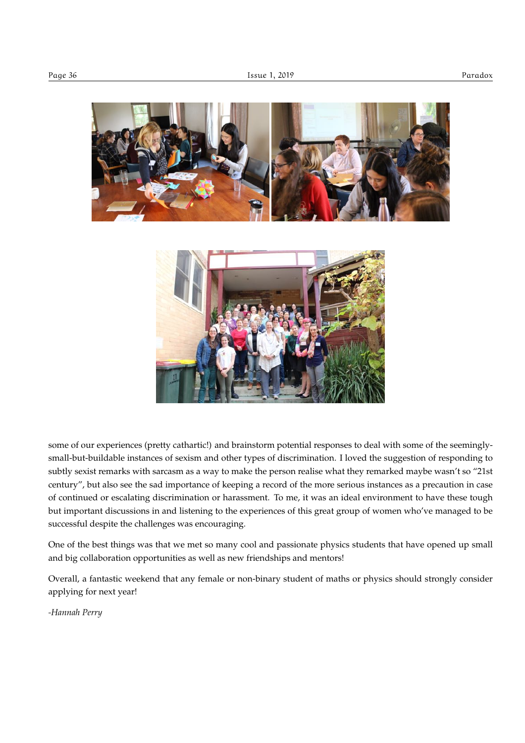some of our experiences (pretty cathartic!) and brainstorm potential responses to deal with some of the seemingly-small-but-buildable instances of sexism and other types of discrimination. I loved the suggestion of responding to subtly sexist remarks with sarcasm as a way to make the person realise what they remarked maybe wasn't so "21st century", but also see the sad importance of keeping a record of the more serious instances as a precaution in case of continued or escalating discrimination or harassment. To me, it was an ideal environment to have these tough but important discussions in and listening to the experiences of this great group of women who've managed to be successful despite the challenges was encouraging.

One of the best things was that we met so many cool and passionate physics students that have opened up small and big collaboration opportunities as well as new friendships and mentors!

Overall, a fantastic weekend that any female or non-binary student of maths or physics should strongly consider applying for next year!

*-Hannah Perry*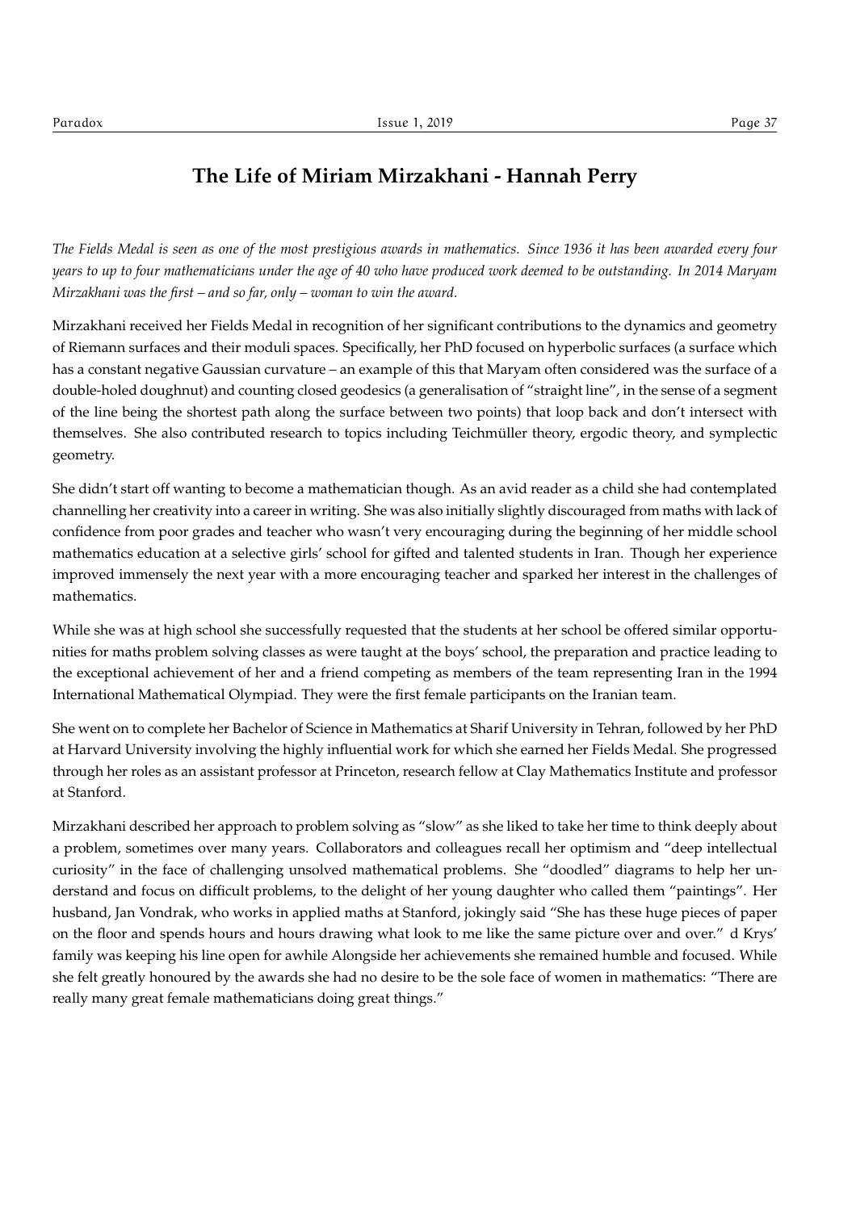# The Life of Miriam Mirzakhani - Hannah Perry

*The Fields Medal is seen as one of the most prestigious awards in mathematics. Since 1936 it has been awarded every four years to up to four mathematicians under the age of 40 who have produced work deemed to be outstanding. In 2014 Maryam Mirzakhani was the first – and so far, only – woman to win the award.*

Mirzakhani received her Fields Medal in recognition of her significant contributions to the dynamics and geometry of Riemann surfaces and their moduli spaces. Specifically, her PhD focused on hyperbolic surfaces (a surface which has a constant negative Gaussian curvature – an example of this that Maryam often considered was the surface of a double-holed doughnut) and counting closed geodesics (a generalisation of "straight line", in the sense of a segment of the line being the shortest path along the surface between two points) that loop back and don't intersect with themselves. She also contributed research to topics including Teichmüller theory, ergodic theory, and symplectic geometry.

She didn't start off wanting to become a mathematician though. As an avid reader as a child she had contemplated channelling her creativity into a career in writing. She was also initially slightly discouraged from maths with lack of confidence from poor grades and teacher who wasn't very encouraging during the beginning of her middle school mathematics education at a selective girls' school for gifted and talented students in Iran. Though her experience improved immensely the next year with a more encouraging teacher and sparked her interest in the challenges of mathematics.

While she was at high school she successfully requested that the students at her school be offered similar opportunities for maths problem solving classes as were taught at the boys' school, the preparation and practice leading to the exceptional achievement of her and a friend competing as members of the team representing Iran in the 1994 International Mathematical Olympiad. They were the first female participants on the Iranian team.

She went on to complete her Bachelor of Science in Mathematics at Sharif University in Tehran, followed by her PhD at Harvard University involving the highly influential work for which she earned her Fields Medal. She progressed through her roles as an assistant professor at Princeton, research fellow at Clay Mathematics Institute and professor at Stanford.

Mirzakhani described her approach to problem solving as "slow" as she liked to take her time to think deeply about a problem, sometimes over many years. Collaborators and colleagues recall her optimism and "deep intellectual curiosity" in the face of challenging unsolved mathematical problems. She "doodled" diagrams to help her understand and focus on difficult problems, to the delight of her young daughter who called them "paintings". Her husband, Jan Vondrak, who works in applied maths at Stanford, jokingly said "She has these huge pieces of paper on the floor and spends hours and hours drawing what look to me like the same picture over and over." d Krys' family was keeping his line open for awhile Alongside her achievements she remained humble and focused. While she felt greatly honoured by the awards she had no desire to be the sole face of women in mathematics: "There are really many great female mathematicians doing great things."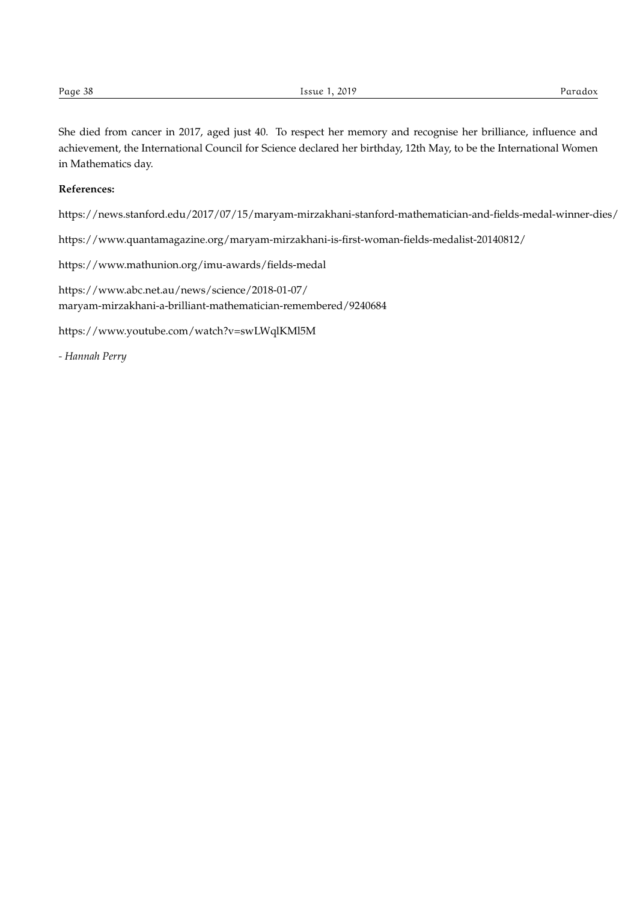She died from cancer in 2017, aged just 40. To respect her memory and recognise her brilliance, influence and achievement, the International Council for Science declared her birthday, 12th May, to be the International Women in Mathematics day.

**References:**

https://news.stanford.edu/2017/07/15/maryam-mirzakhani-stanford-mathematician-and-fields-medal-winner-dies/

https://www.quantamagazine.org/maryam-mirzakhani-is-first-woman-fields-medalist-20140812/

https://www.mathunion.org/imu-awards/fields-medal

https://www.abc.net.au/news/science/2018-01-07/
maryam-mirzakhani-a-brilliant-mathematician-remembered/9240684

https://www.youtube.com/watch?v=swLWqlKMl5M

- *Hannah Perry*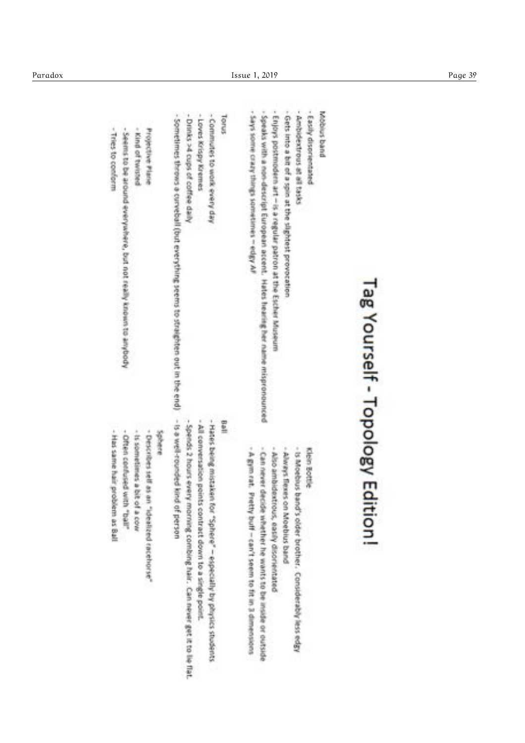# Tag Yourself - Topology Edition!

Möbius band

- Easily disorientated
- Ambidextrous at all tasks
- Gets into a bit of a spin at the slightest provocation
- Enjoys postmodern art – is a regular patron at the Escher Museum
- Speaks with a non-descript European accent. Hates hearing her name mispronounced
- Says some crazy things sometimes – edgy AF

Torus

- Commutes to work every day
- Loves Krispy Kremes
- Drinks >4 cups of coffee daily
- Sometimes throws a curveball (but everything seems to straighten out in the end)

Projective Plane

- Kind of twisted
- Seems to be around everywhere, but not really known to anybody
- Tries to conform

Klein Bottle

- Is Moebius band's older brother. Considerably less edgy
- Always flexes on Moebius band
- Also ambidextrous, easily disorientated
- Can never decide whether he wants to be inside or outside
- A gym rat. Pretty buff – can't seem to fit in 3 dimensions

Ball

- Hates being mistaken for "Sphere" – especially by physics students
- All conversation points contract down to a single point.
- Spends 2 hours every morning combing hair. Can never get it to lie flat.
- Is a well-rounded kind of person

Sphere

- Describes self as an "idealized racehorse"
- Is sometimes a bit of a cow
- Often confused with "ball"
- Has same hair problem as Ball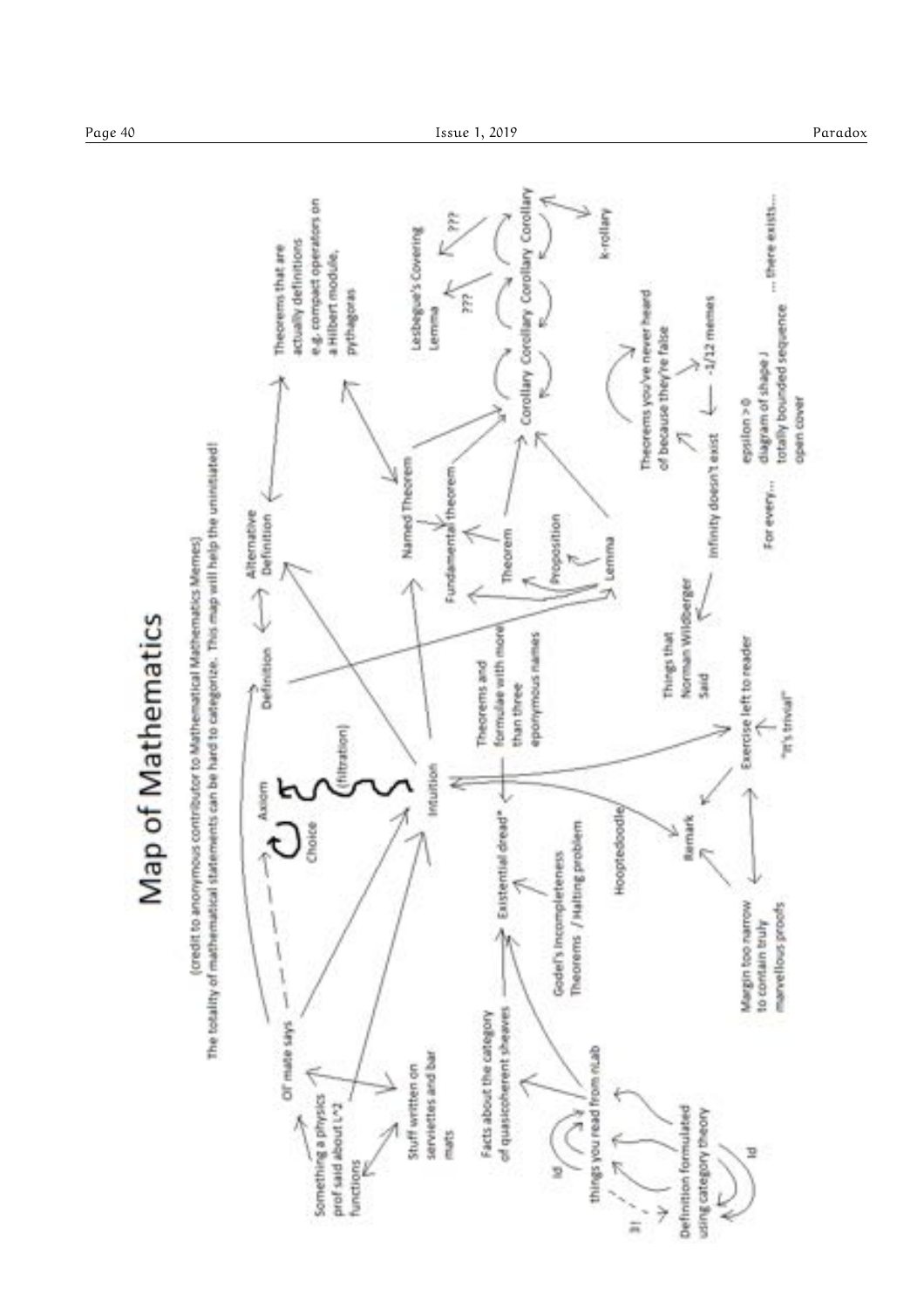# Map of Mathematics

(credit to anonymous contributor to Mathematical Mathematics Memes)

The totality of mathematical statements can be hard to categorize. This map will help the uninitiated!

Ol' mate says

Something a physics prof said about L^2 functions

Stuff written on serviettes and bar mats

Facts about the category of quasicoherent sheaves

things you read from nLab

Id

∃!

Definition formulated using category theory

Id

Godel's Incompleteness Theorems / Halting problem

Existential dread*

Hooptedoodle

Margin too narrow to contain truly marvellous proofs

Remark

Exercise left to reader

"it's trivial"

Choice

Axiom

(filtration)

Intuition

Definition

Alternative Definition

Theorems that are actually definitions e.g. compact operators on a Hilbert module, pythagoras

Theorems and formulae with more than three eponymous names

Things that Norman Wildberger Said

Named Theorem

Fundamental theorem

Theorem

Proposition

Lemma

Lesbegue's Covering Lemma

???

???

Corollary Corollary Corollary Corollary Corollary

k-rollary

Theorems you've never heard of because they're false

Infinity doesn't exist

-1/12 memes

For every...

epsilon > 0

diagram of shape J

totally bounded sequence

open cover

... there exists...